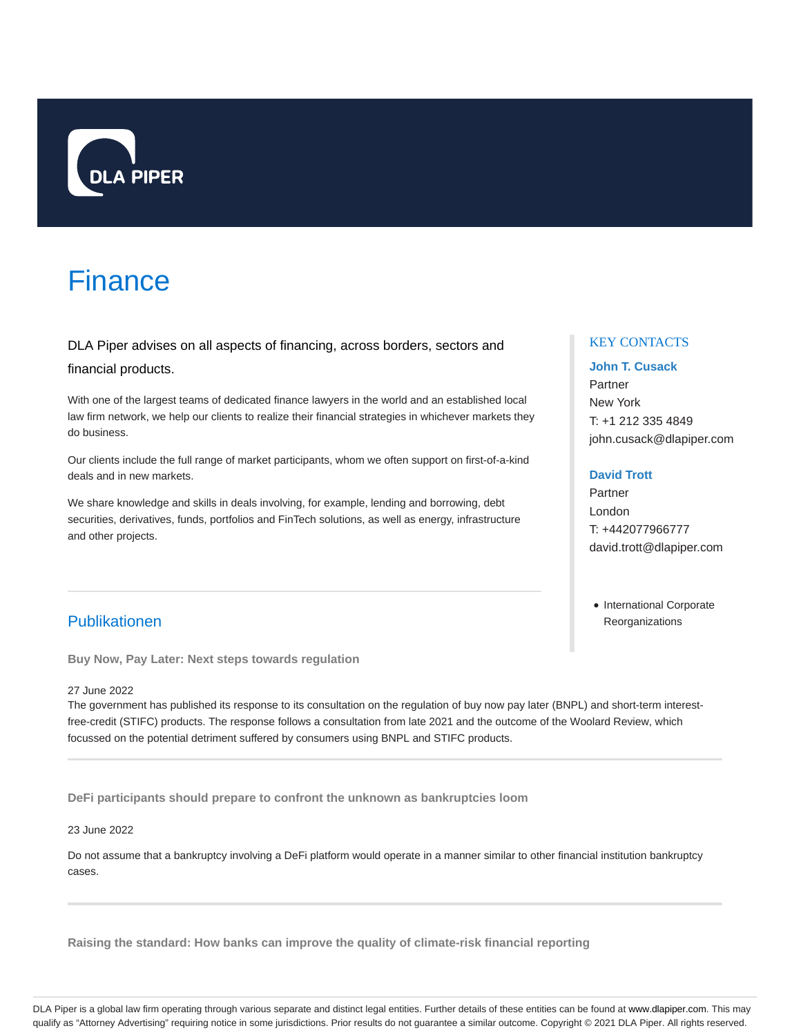DLA PIPER

# Finance

DLA Piper advises on all aspects of financing, across borders, sectors and financial products.

With one of the largest teams of dedicated finance lawyers in the world and an established local law firm network, we help our clients to realize their financial strategies in whichever markets they do business.

Our clients include the full range of market participants, whom we often support on first-of-a-kind deals and in new markets.

We share knowledge and skills in deals involving, for example, lending and borrowing, debt securities, derivatives, funds, portfolios and FinTech solutions, as well as energy, infrastructure and other projects.

### KEY CONTACTS

**John T. Cusack**
Partner
New York
T: +1 212 335 4849
john.cusack@dlapiper.com

**David Trott**
Partner
London
T: +442077966777
david.trott@dlapiper.com

- International Corporate Reorganizations

## Publikationen

**Buy Now, Pay Later: Next steps towards regulation**

27 June 2022

The government has published its response to its consultation on the regulation of buy now pay later (BNPL) and short-term interest-free-credit (STIFC) products. The response follows a consultation from late 2021 and the outcome of the Woolard Review, which focussed on the potential detriment suffered by consumers using BNPL and STIFC products.

---

**DeFi participants should prepare to confront the unknown as bankruptcies loom**

23 June 2022

Do not assume that a bankruptcy involving a DeFi platform would operate in a manner similar to other financial institution bankruptcy cases.

---

**Raising the standard: How banks can improve the quality of climate-risk financial reporting**

DLA Piper is a global law firm operating through various separate and distinct legal entities. Further details of these entities can be found at www.dlapiper.com. This may qualify as "Attorney Advertising" requiring notice in some jurisdictions. Prior results do not guarantee a similar outcome. Copyright © 2021 DLA Piper. All rights reserved.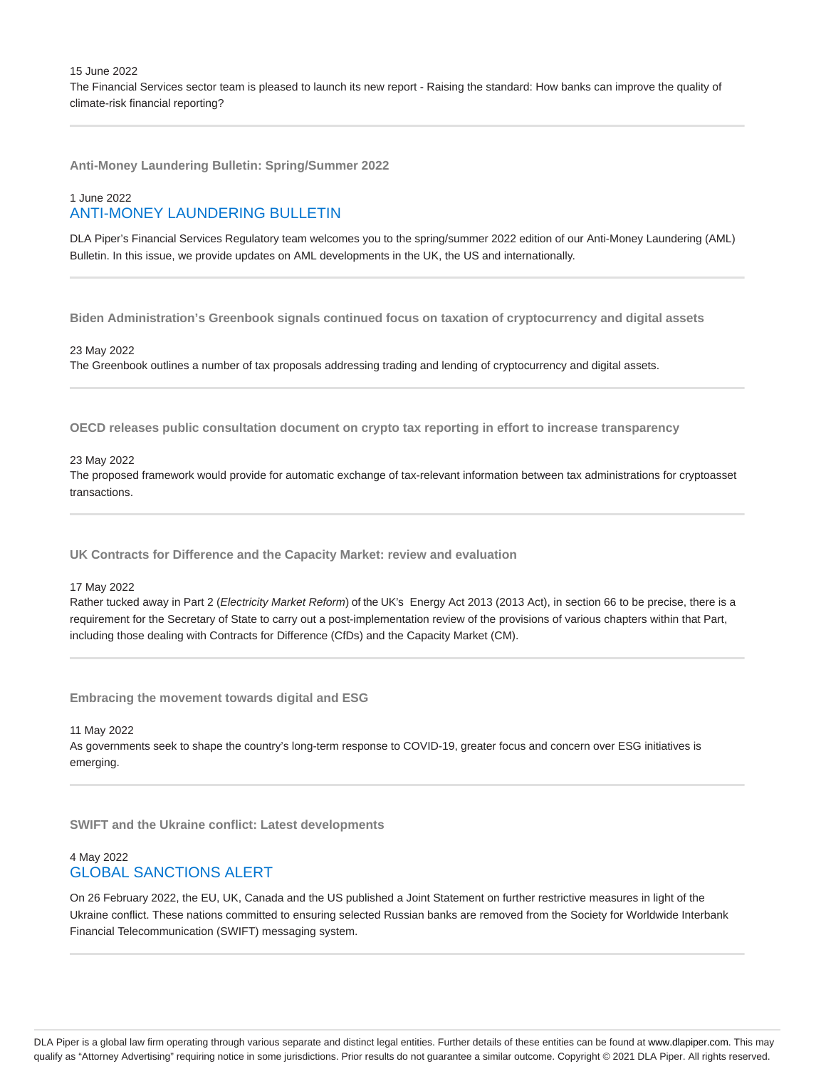15 June 2022
The Financial Services sector team is pleased to launch its new report - Raising the standard: How banks can improve the quality of climate-risk financial reporting?

---

### Anti-Money Laundering Bulletin: Spring/Summer 2022

1 June 2022
ANTI-MONEY LAUNDERING BULLETIN

DLA Piper's Financial Services Regulatory team welcomes you to the spring/summer 2022 edition of our Anti-Money Laundering (AML) Bulletin. In this issue, we provide updates on AML developments in the UK, the US and internationally.

---

### Biden Administration's Greenbook signals continued focus on taxation of cryptocurrency and digital assets

23 May 2022
The Greenbook outlines a number of tax proposals addressing trading and lending of cryptocurrency and digital assets.

---

### OECD releases public consultation document on crypto tax reporting in effort to increase transparency

23 May 2022
The proposed framework would provide for automatic exchange of tax-relevant information between tax administrations for cryptoasset transactions.

---

### UK Contracts for Difference and the Capacity Market: review and evaluation

17 May 2022
Rather tucked away in Part 2 (*Electricity Market Reform*) of the UK's Energy Act 2013 (2013 Act), in section 66 to be precise, there is a requirement for the Secretary of State to carry out a post-implementation review of the provisions of various chapters within that Part, including those dealing with Contracts for Difference (CfDs) and the Capacity Market (CM).

---

### Embracing the movement towards digital and ESG

11 May 2022
As governments seek to shape the country's long-term response to COVID-19, greater focus and concern over ESG initiatives is emerging.

---

### SWIFT and the Ukraine conflict: Latest developments

4 May 2022
GLOBAL SANCTIONS ALERT

On 26 February 2022, the EU, UK, Canada and the US published a Joint Statement on further restrictive measures in light of the Ukraine conflict. These nations committed to ensuring selected Russian banks are removed from the Society for Worldwide Interbank Financial Telecommunication (SWIFT) messaging system.

---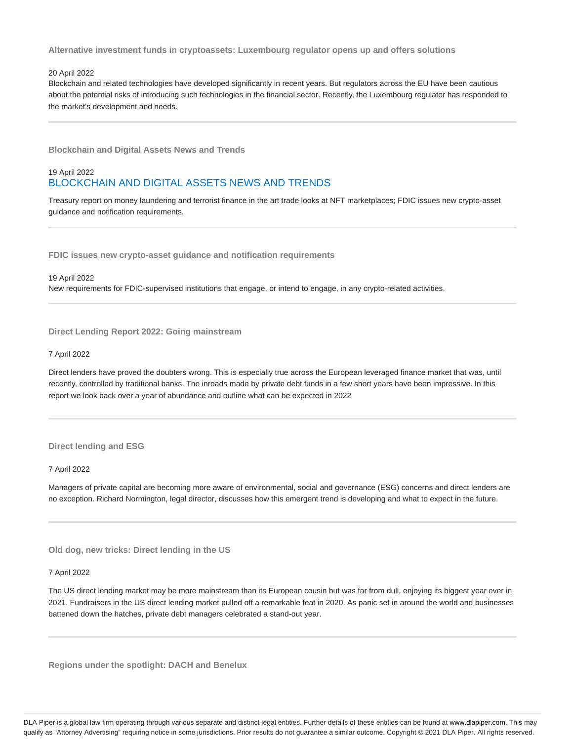### Alternative investment funds in cryptoassets: Luxembourg regulator opens up and offers solutions

20 April 2022

Blockchain and related technologies have developed significantly in recent years. But regulators across the EU have been cautious about the potential risks of introducing such technologies in the financial sector. Recently, the Luxembourg regulator has responded to the market's development and needs.

---

### Blockchain and Digital Assets News and Trends

19 April 2022

BLOCKCHAIN AND DIGITAL ASSETS NEWS AND TRENDS

Treasury report on money laundering and terrorist finance in the art trade looks at NFT marketplaces; FDIC issues new crypto-asset guidance and notification requirements.

---

### FDIC issues new crypto-asset guidance and notification requirements

19 April 2022

New requirements for FDIC-supervised institutions that engage, or intend to engage, in any crypto-related activities.

---

### Direct Lending Report 2022: Going mainstream

7 April 2022

Direct lenders have proved the doubters wrong. This is especially true across the European leveraged finance market that was, until recently, controlled by traditional banks. The inroads made by private debt funds in a few short years have been impressive. In this report we look back over a year of abundance and outline what can be expected in 2022

---

### Direct lending and ESG

7 April 2022

Managers of private capital are becoming more aware of environmental, social and governance (ESG) concerns and direct lenders are no exception. Richard Normington, legal director, discusses how this emergent trend is developing and what to expect in the future.

---

### Old dog, new tricks: Direct lending in the US

7 April 2022

The US direct lending market may be more mainstream than its European cousin but was far from dull, enjoying its biggest year ever in 2021. Fundraisers in the US direct lending market pulled off a remarkable feat in 2020. As panic set in around the world and businesses battened down the hatches, private debt managers celebrated a stand-out year.

---

### Regions under the spotlight: DACH and Benelux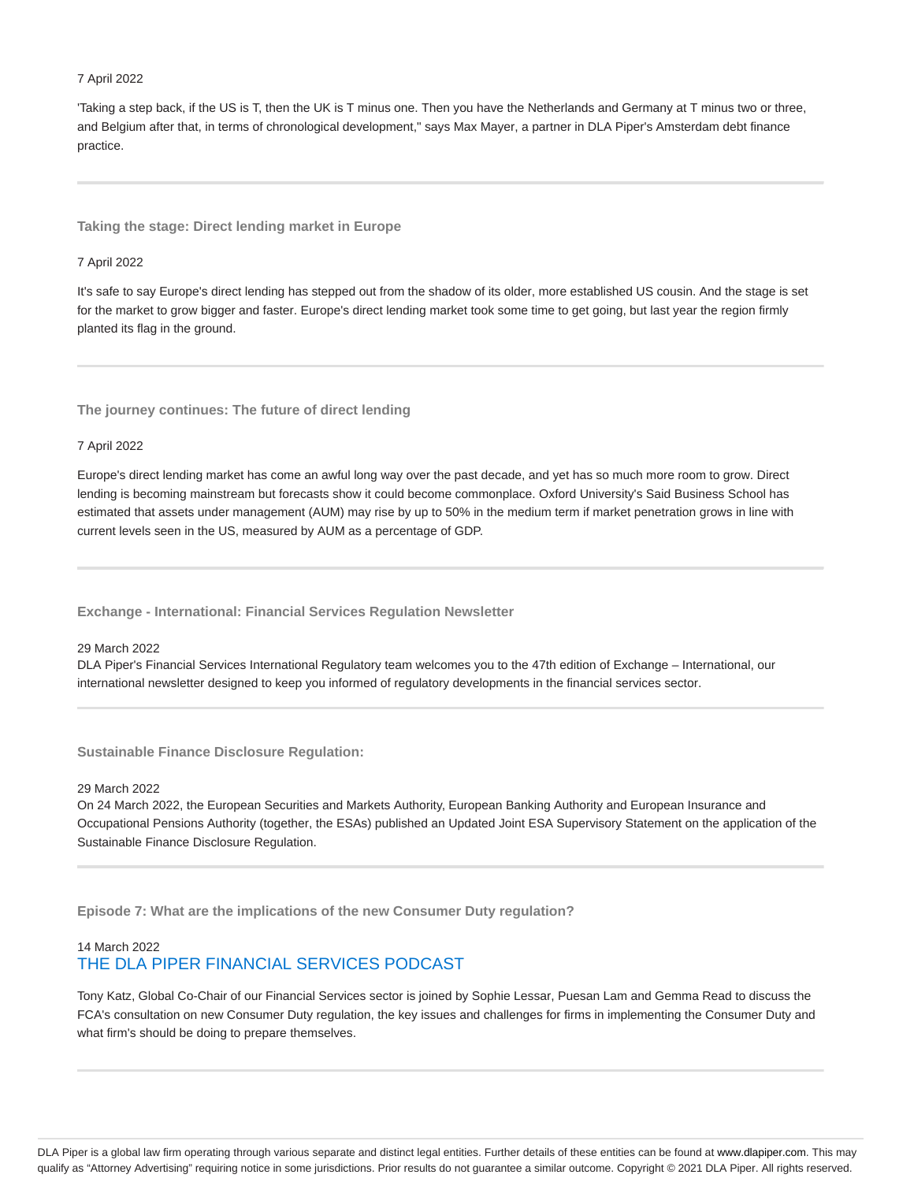7 April 2022

'Taking a step back, if the US is T, then the UK is T minus one. Then you have the Netherlands and Germany at T minus two or three, and Belgium after that, in terms of chronological development," says Max Mayer, a partner in DLA Piper's Amsterdam debt finance practice.

---

### Taking the stage: Direct lending market in Europe

7 April 2022

It's safe to say Europe's direct lending has stepped out from the shadow of its older, more established US cousin. And the stage is set for the market to grow bigger and faster. Europe's direct lending market took some time to get going, but last year the region firmly planted its flag in the ground.

---

### The journey continues: The future of direct lending

7 April 2022

Europe's direct lending market has come an awful long way over the past decade, and yet has so much more room to grow. Direct lending is becoming mainstream but forecasts show it could become commonplace. Oxford University's Said Business School has estimated that assets under management (AUM) may rise by up to 50% in the medium term if market penetration grows in line with current levels seen in the US, measured by AUM as a percentage of GDP.

---

### Exchange - International: Financial Services Regulation Newsletter

29 March 2022
DLA Piper's Financial Services International Regulatory team welcomes you to the 47th edition of Exchange – International, our international newsletter designed to keep you informed of regulatory developments in the financial services sector.

---

### Sustainable Finance Disclosure Regulation:

29 March 2022
On 24 March 2022, the European Securities and Markets Authority, European Banking Authority and European Insurance and Occupational Pensions Authority (together, the ESAs) published an Updated Joint ESA Supervisory Statement on the application of the Sustainable Finance Disclosure Regulation.

---

### Episode 7: What are the implications of the new Consumer Duty regulation?

14 March 2022
THE DLA PIPER FINANCIAL SERVICES PODCAST

Tony Katz, Global Co-Chair of our Financial Services sector is joined by Sophie Lessar, Puesan Lam and Gemma Read to discuss the FCA's consultation on new Consumer Duty regulation, the key issues and challenges for firms in implementing the Consumer Duty and what firm's should be doing to prepare themselves.

---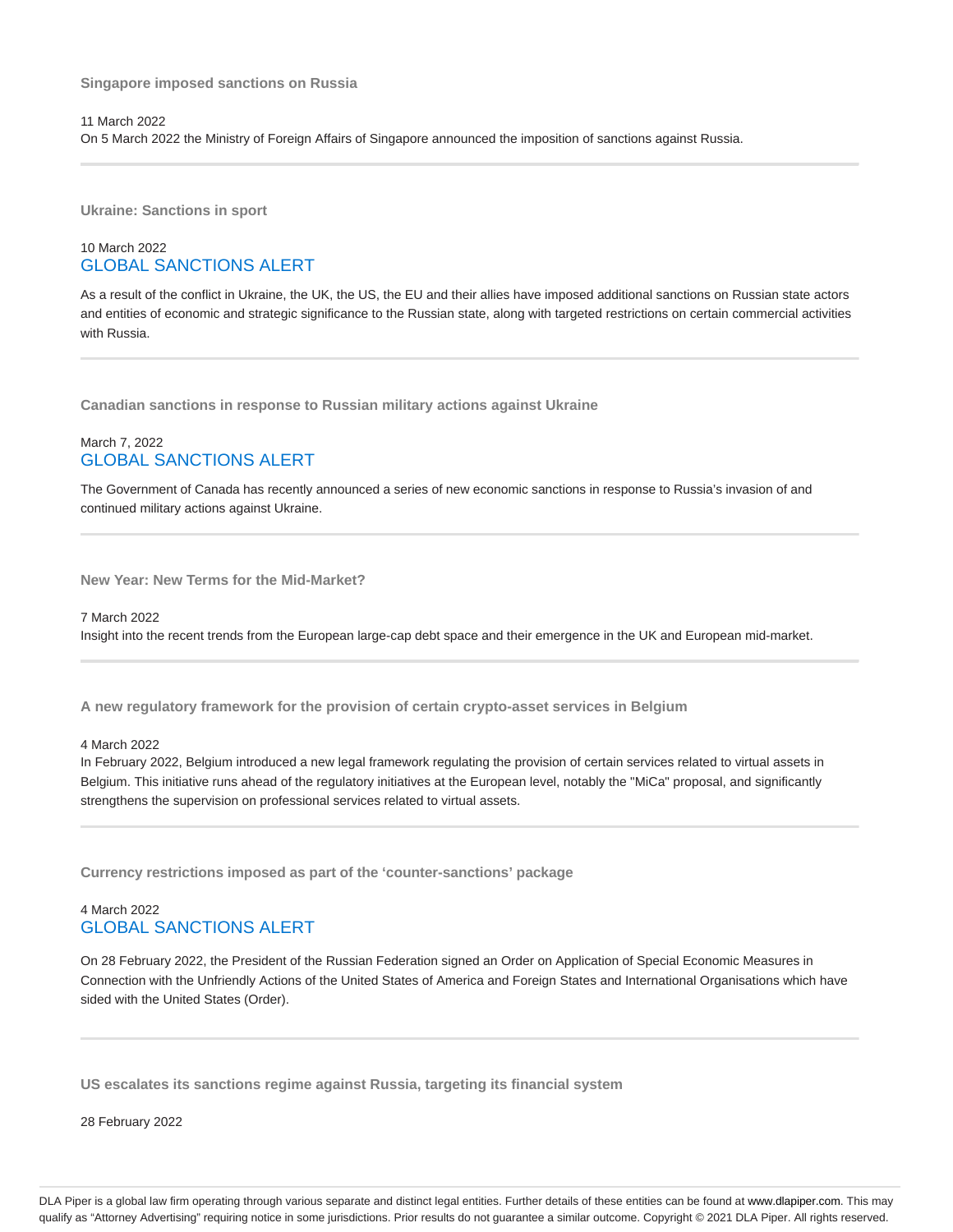### Singapore imposed sanctions on Russia

11 March 2022

On 5 March 2022 the Ministry of Foreign Affairs of Singapore announced the imposition of sanctions against Russia.

---

### Ukraine: Sanctions in sport

10 March 2022

GLOBAL SANCTIONS ALERT

As a result of the conflict in Ukraine, the UK, the US, the EU and their allies have imposed additional sanctions on Russian state actors and entities of economic and strategic significance to the Russian state, along with targeted restrictions on certain commercial activities with Russia.

---

### Canadian sanctions in response to Russian military actions against Ukraine

March 7, 2022

GLOBAL SANCTIONS ALERT

The Government of Canada has recently announced a series of new economic sanctions in response to Russia's invasion of and continued military actions against Ukraine.

---

### New Year: New Terms for the Mid-Market?

7 March 2022

Insight into the recent trends from the European large-cap debt space and their emergence in the UK and European mid-market.

---

### A new regulatory framework for the provision of certain crypto-asset services in Belgium

4 March 2022

In February 2022, Belgium introduced a new legal framework regulating the provision of certain services related to virtual assets in Belgium. This initiative runs ahead of the regulatory initiatives at the European level, notably the "MiCa" proposal, and significantly strengthens the supervision on professional services related to virtual assets.

---

### Currency restrictions imposed as part of the 'counter-sanctions' package

4 March 2022

GLOBAL SANCTIONS ALERT

On 28 February 2022, the President of the Russian Federation signed an Order on Application of Special Economic Measures in Connection with the Unfriendly Actions of the United States of America and Foreign States and International Organisations which have sided with the United States (Order).

---

### US escalates its sanctions regime against Russia, targeting its financial system

28 February 2022

DLA Piper is a global law firm operating through various separate and distinct legal entities. Further details of these entities can be found at www.dlapiper.com. This may qualify as "Attorney Advertising" requiring notice in some jurisdictions. Prior results do not guarantee a similar outcome. Copyright © 2021 DLA Piper. All rights reserved.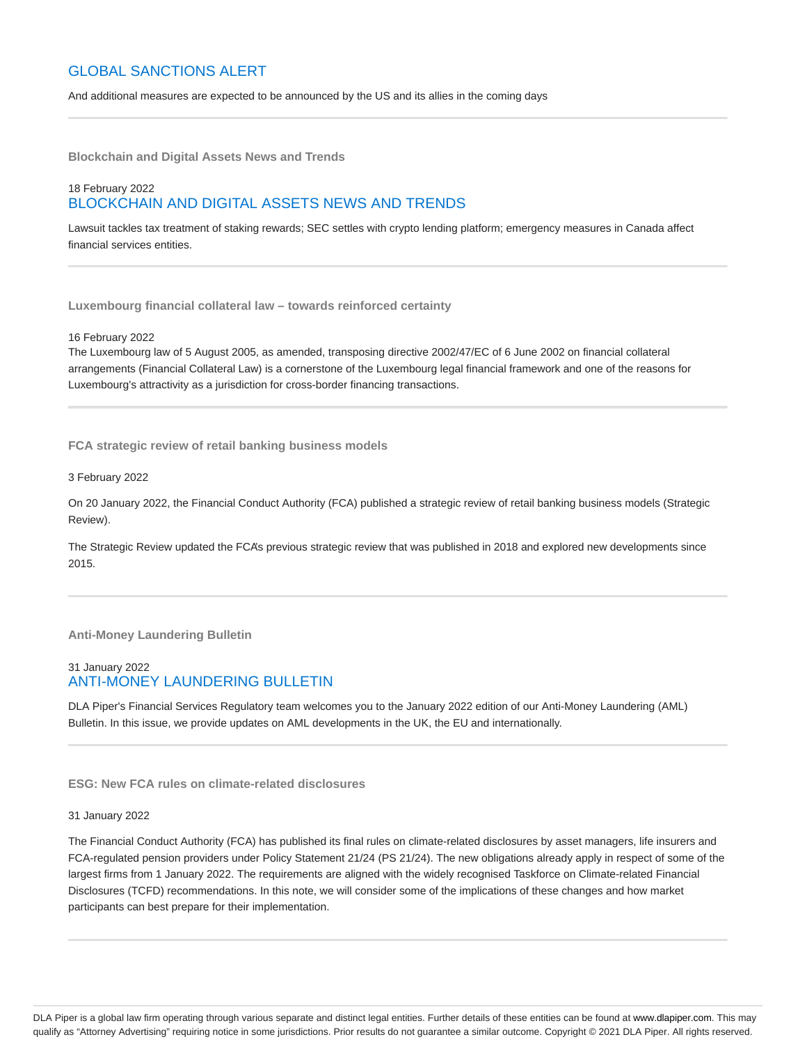## GLOBAL SANCTIONS ALERT

And additional measures are expected to be announced by the US and its allies in the coming days

---

**Blockchain and Digital Assets News and Trends**

18 February 2022

## BLOCKCHAIN AND DIGITAL ASSETS NEWS AND TRENDS

Lawsuit tackles tax treatment of staking rewards; SEC settles with crypto lending platform; emergency measures in Canada affect financial services entities.

---

**Luxembourg financial collateral law – towards reinforced certainty**

16 February 2022

The Luxembourg law of 5 August 2005, as amended, transposing directive 2002/47/EC of 6 June 2002 on financial collateral arrangements (Financial Collateral Law) is a cornerstone of the Luxembourg legal financial framework and one of the reasons for Luxembourg's attractivity as a jurisdiction for cross-border financing transactions.

---

**FCA strategic review of retail banking business models**

3 February 2022

On 20 January 2022, the Financial Conduct Authority (FCA) published a strategic review of retail banking business models (Strategic Review).

The Strategic Review updated the FCA's previous strategic review that was published in 2018 and explored new developments since 2015.

---

**Anti-Money Laundering Bulletin**

31 January 2022

## ANTI-MONEY LAUNDERING BULLETIN

DLA Piper's Financial Services Regulatory team welcomes you to the January 2022 edition of our Anti-Money Laundering (AML) Bulletin. In this issue, we provide updates on AML developments in the UK, the EU and internationally.

---

**ESG: New FCA rules on climate-related disclosures**

31 January 2022

The Financial Conduct Authority (FCA) has published its final rules on climate-related disclosures by asset managers, life insurers and FCA-regulated pension providers under Policy Statement 21/24 (PS 21/24). The new obligations already apply in respect of some of the largest firms from 1 January 2022. The requirements are aligned with the widely recognised Taskforce on Climate-related Financial Disclosures (TCFD) recommendations. In this note, we will consider some of the implications of these changes and how market participants can best prepare for their implementation.

---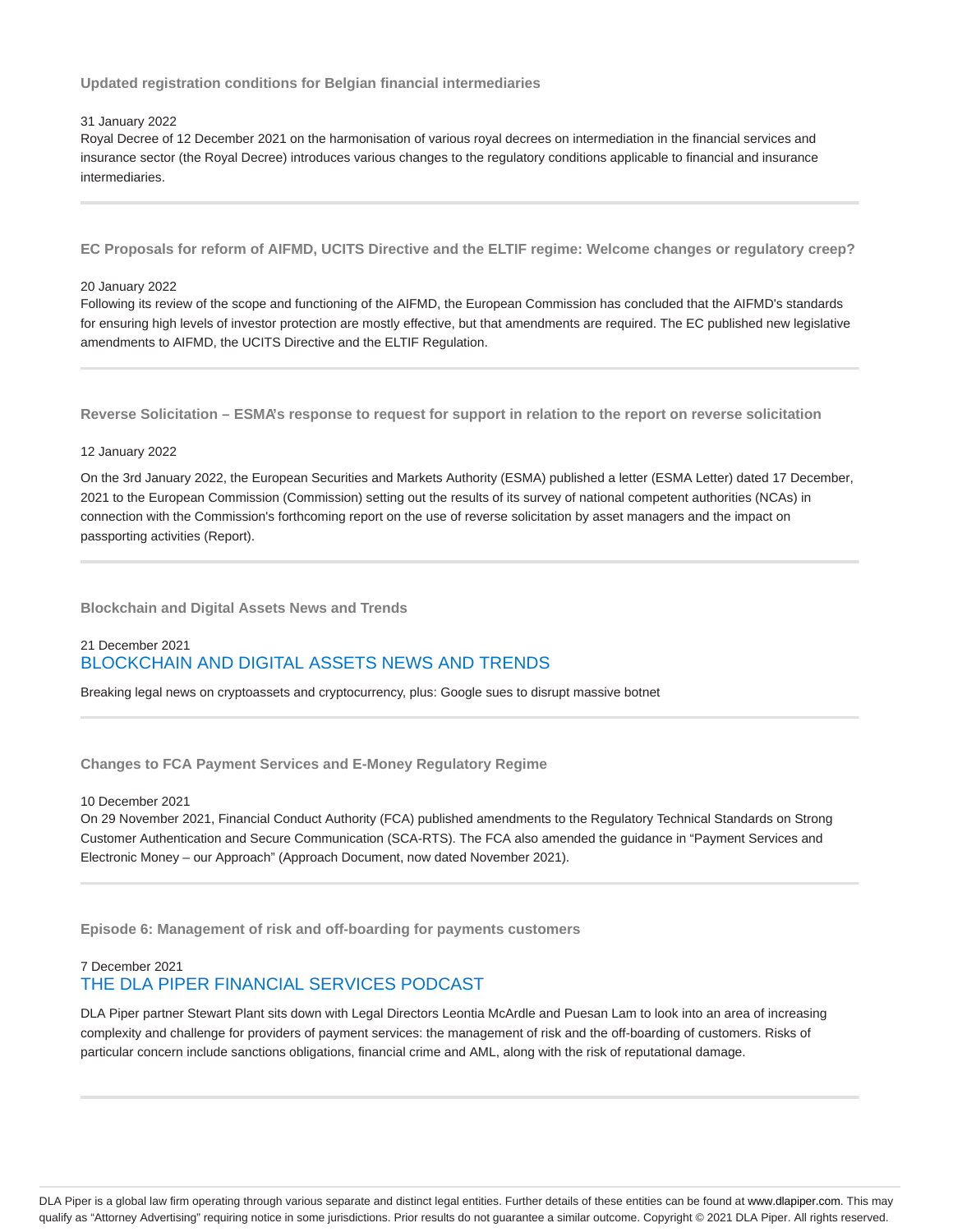### Updated registration conditions for Belgian financial intermediaries

31 January 2022

Royal Decree of 12 December 2021 on the harmonisation of various royal decrees on intermediation in the financial services and insurance sector (the Royal Decree) introduces various changes to the regulatory conditions applicable to financial and insurance intermediaries.

---

### EC Proposals for reform of AIFMD, UCITS Directive and the ELTIF regime: Welcome changes or regulatory creep?

20 January 2022

Following its review of the scope and functioning of the AIFMD, the European Commission has concluded that the AIFMD's standards for ensuring high levels of investor protection are mostly effective, but that amendments are required. The EC published new legislative amendments to AIFMD, the UCITS Directive and the ELTIF Regulation.

---

### Reverse Solicitation – ESMA's response to request for support in relation to the report on reverse solicitation

12 January 2022

On the 3rd January 2022, the European Securities and Markets Authority (ESMA) published a letter (ESMA Letter) dated 17 December, 2021 to the European Commission (Commission) setting out the results of its survey of national competent authorities (NCAs) in connection with the Commission's forthcoming report on the use of reverse solicitation by asset managers and the impact on passporting activities (Report).

---

### Blockchain and Digital Assets News and Trends

21 December 2021

BLOCKCHAIN AND DIGITAL ASSETS NEWS AND TRENDS

Breaking legal news on cryptoassets and cryptocurrency, plus: Google sues to disrupt massive botnet

---

### Changes to FCA Payment Services and E-Money Regulatory Regime

10 December 2021

On 29 November 2021, Financial Conduct Authority (FCA) published amendments to the Regulatory Technical Standards on Strong Customer Authentication and Secure Communication (SCA-RTS). The FCA also amended the guidance in "Payment Services and Electronic Money – our Approach" (Approach Document, now dated November 2021).

---

### Episode 6: Management of risk and off-boarding for payments customers

7 December 2021

THE DLA PIPER FINANCIAL SERVICES PODCAST

DLA Piper partner Stewart Plant sits down with Legal Directors Leontia McArdle and Puesan Lam to look into an area of increasing complexity and challenge for providers of payment services: the management of risk and the off-boarding of customers. Risks of particular concern include sanctions obligations, financial crime and AML, along with the risk of reputational damage.

---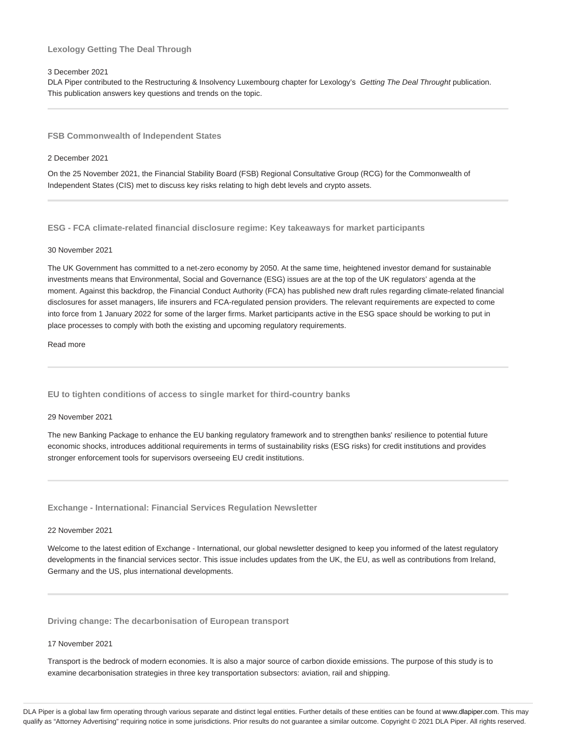### Lexology Getting The Deal Through

3 December 2021

DLA Piper contributed to the Restructuring & Insolvency Luxembourg chapter for Lexology's *Getting The Deal Throught* publication. This publication answers key questions and trends on the topic.

---

### FSB Commonwealth of Independent States

2 December 2021

On the 25 November 2021, the Financial Stability Board (FSB) Regional Consultative Group (RCG) for the Commonwealth of Independent States (CIS) met to discuss key risks relating to high debt levels and crypto assets.

---

### ESG - FCA climate-related financial disclosure regime: Key takeaways for market participants

30 November 2021

The UK Government has committed to a net-zero economy by 2050. At the same time, heightened investor demand for sustainable investments means that Environmental, Social and Governance (ESG) issues are at the top of the UK regulators' agenda at the moment. Against this backdrop, the Financial Conduct Authority (FCA) has published new draft rules regarding climate-related financial disclosures for asset managers, life insurers and FCA-regulated pension providers. The relevant requirements are expected to come into force from 1 January 2022 for some of the larger firms. Market participants active in the ESG space should be working to put in place processes to comply with both the existing and upcoming regulatory requirements.

Read more

---

### EU to tighten conditions of access to single market for third-country banks

29 November 2021

The new Banking Package to enhance the EU banking regulatory framework and to strengthen banks' resilience to potential future economic shocks, introduces additional requirements in terms of sustainability risks (ESG risks) for credit institutions and provides stronger enforcement tools for supervisors overseeing EU credit institutions.

---

### Exchange - International: Financial Services Regulation Newsletter

22 November 2021

Welcome to the latest edition of Exchange - International, our global newsletter designed to keep you informed of the latest regulatory developments in the financial services sector. This issue includes updates from the UK, the EU, as well as contributions from Ireland, Germany and the US, plus international developments.

---

### Driving change: The decarbonisation of European transport

17 November 2021

Transport is the bedrock of modern economies. It is also a major source of carbon dioxide emissions. The purpose of this study is to examine decarbonisation strategies in three key transportation subsectors: aviation, rail and shipping.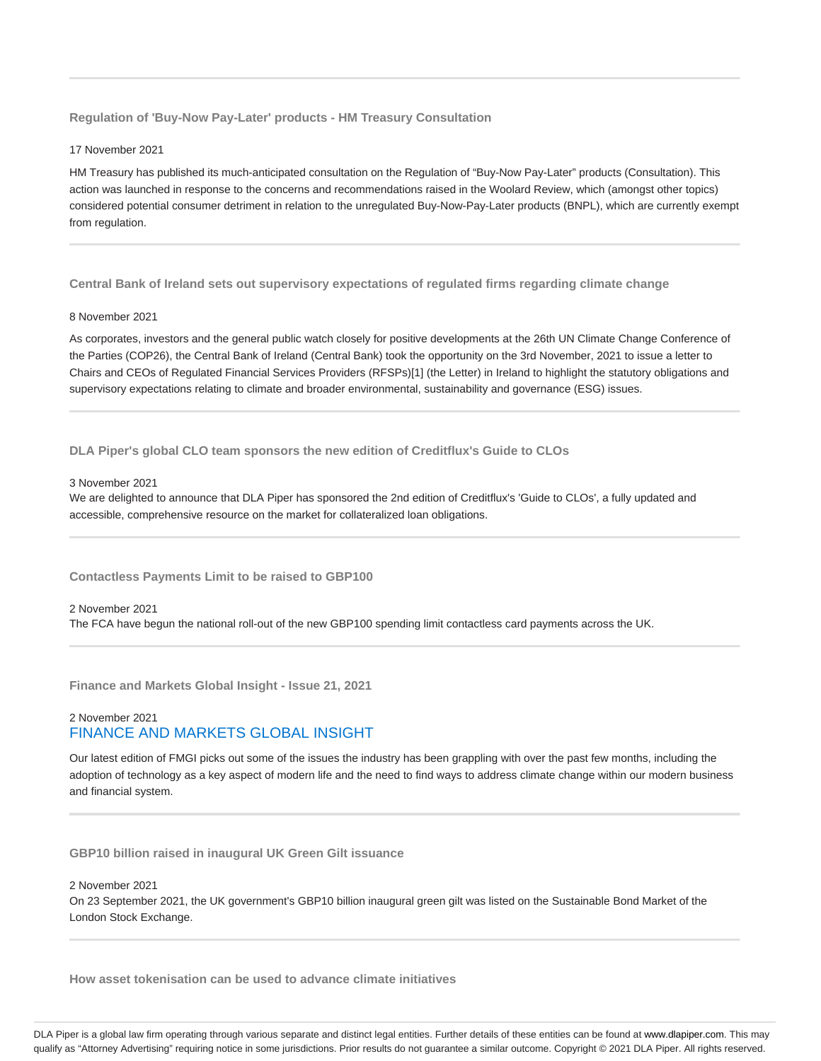### Regulation of 'Buy-Now Pay-Later' products - HM Treasury Consultation

17 November 2021

HM Treasury has published its much-anticipated consultation on the Regulation of "Buy-Now Pay-Later" products (Consultation). This action was launched in response to the concerns and recommendations raised in the Woolard Review, which (amongst other topics) considered potential consumer detriment in relation to the unregulated Buy-Now-Pay-Later products (BNPL), which are currently exempt from regulation.

---

### Central Bank of Ireland sets out supervisory expectations of regulated firms regarding climate change

8 November 2021

As corporates, investors and the general public watch closely for positive developments at the 26th UN Climate Change Conference of the Parties (COP26), the Central Bank of Ireland (Central Bank) took the opportunity on the 3rd November, 2021 to issue a letter to Chairs and CEOs of Regulated Financial Services Providers (RFSPs)[1] (the Letter) in Ireland to highlight the statutory obligations and supervisory expectations relating to climate and broader environmental, sustainability and governance (ESG) issues.

---

### DLA Piper's global CLO team sponsors the new edition of Creditflux's Guide to CLOs

3 November 2021

We are delighted to announce that DLA Piper has sponsored the 2nd edition of Creditflux's 'Guide to CLOs', a fully updated and accessible, comprehensive resource on the market for collateralized loan obligations.

---

### Contactless Payments Limit to be raised to GBP100

2 November 2021

The FCA have begun the national roll-out of the new GBP100 spending limit contactless card payments across the UK.

---

### Finance and Markets Global Insight - Issue 21, 2021

2 November 2021

FINANCE AND MARKETS GLOBAL INSIGHT

Our latest edition of FMGI picks out some of the issues the industry has been grappling with over the past few months, including the adoption of technology as a key aspect of modern life and the need to find ways to address climate change within our modern business and financial system.

---

### GBP10 billion raised in inaugural UK Green Gilt issuance

2 November 2021

On 23 September 2021, the UK government's GBP10 billion inaugural green gilt was listed on the Sustainable Bond Market of the London Stock Exchange.

---

### How asset tokenisation can be used to advance climate initiatives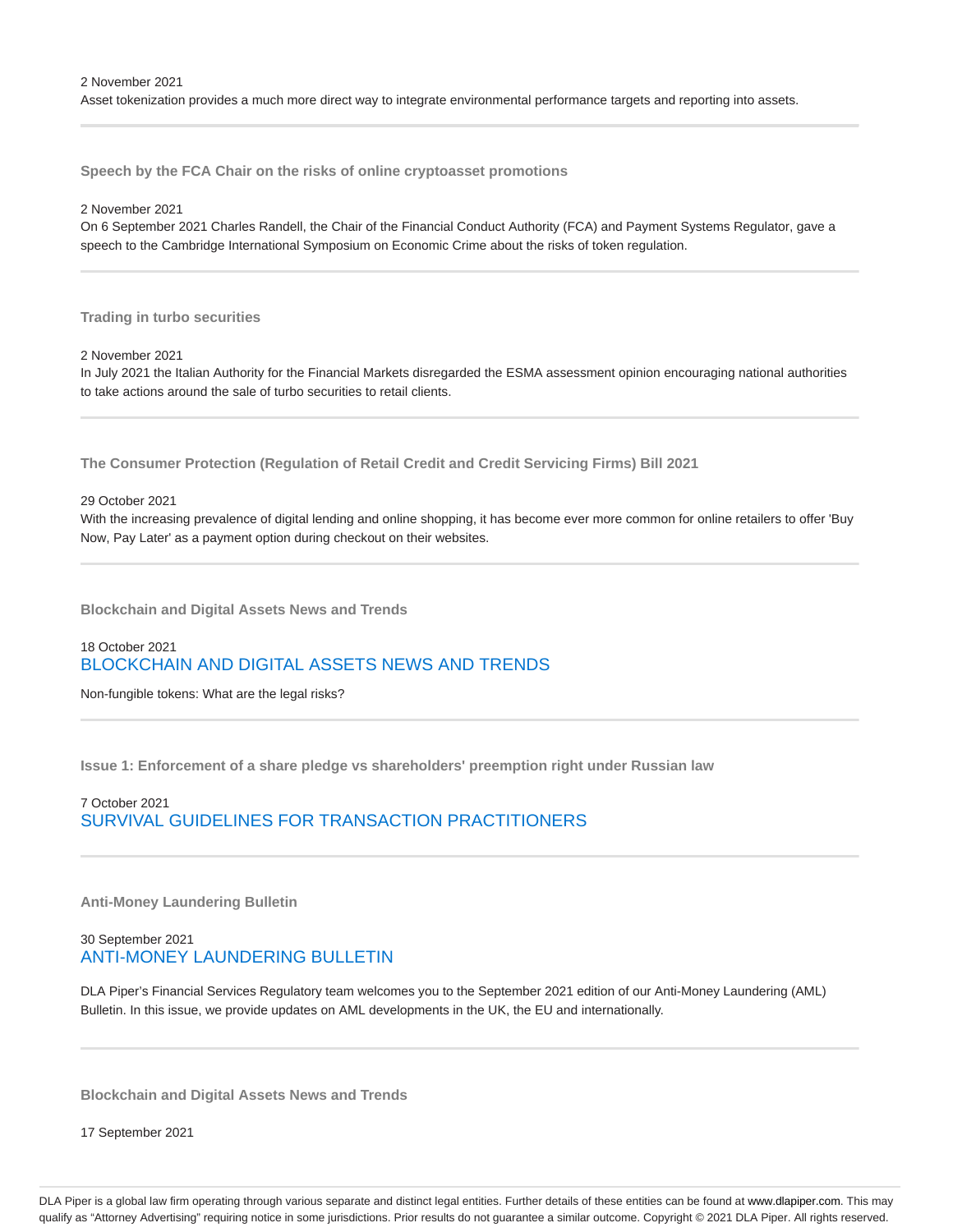2 November 2021

Asset tokenization provides a much more direct way to integrate environmental performance targets and reporting into assets.

---

### Speech by the FCA Chair on the risks of online cryptoasset promotions

2 November 2021

On 6 September 2021 Charles Randell, the Chair of the Financial Conduct Authority (FCA) and Payment Systems Regulator, gave a speech to the Cambridge International Symposium on Economic Crime about the risks of token regulation.

---

### Trading in turbo securities

2 November 2021

In July 2021 the Italian Authority for the Financial Markets disregarded the ESMA assessment opinion encouraging national authorities to take actions around the sale of turbo securities to retail clients.

---

### The Consumer Protection (Regulation of Retail Credit and Credit Servicing Firms) Bill 2021

29 October 2021

With the increasing prevalence of digital lending and online shopping, it has become ever more common for online retailers to offer 'Buy Now, Pay Later' as a payment option during checkout on their websites.

---

### Blockchain and Digital Assets News and Trends

18 October 2021

BLOCKCHAIN AND DIGITAL ASSETS NEWS AND TRENDS

Non-fungible tokens: What are the legal risks?

---

### Issue 1: Enforcement of a share pledge vs shareholders' preemption right under Russian law

7 October 2021

SURVIVAL GUIDELINES FOR TRANSACTION PRACTITIONERS

---

### Anti-Money Laundering Bulletin

30 September 2021

ANTI-MONEY LAUNDERING BULLETIN

DLA Piper's Financial Services Regulatory team welcomes you to the September 2021 edition of our Anti-Money Laundering (AML) Bulletin. In this issue, we provide updates on AML developments in the UK, the EU and internationally.

---

### Blockchain and Digital Assets News and Trends

17 September 2021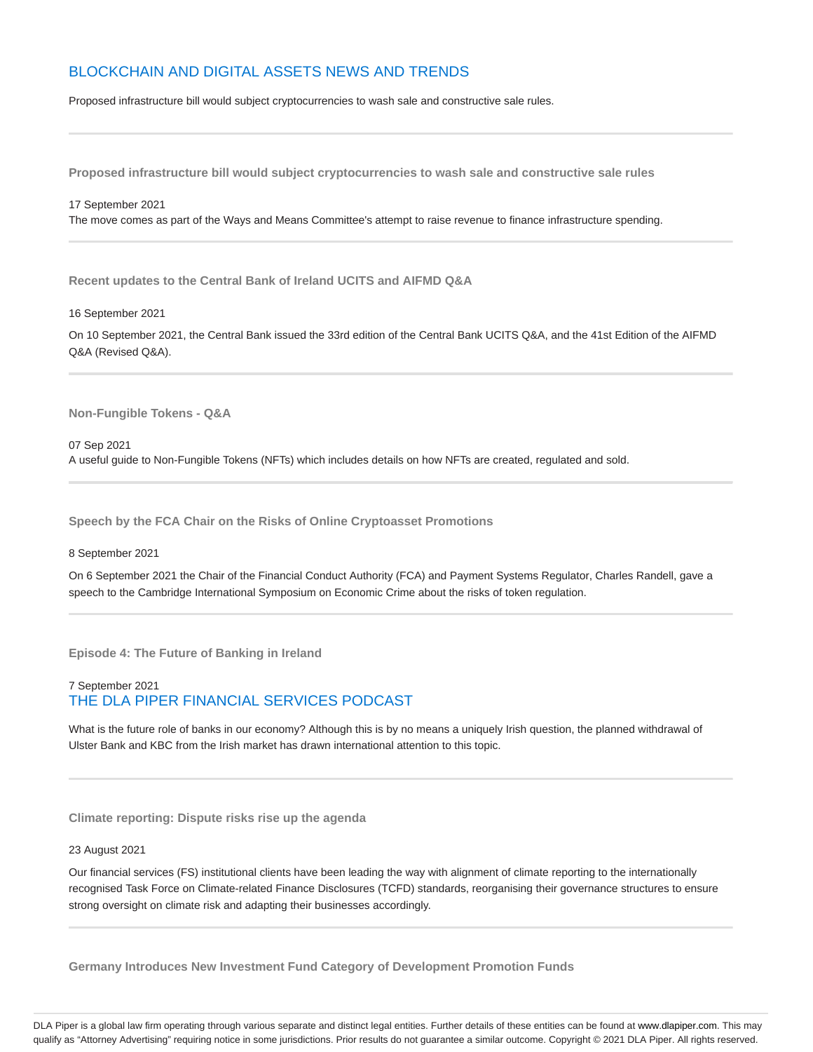## BLOCKCHAIN AND DIGITAL ASSETS NEWS AND TRENDS

Proposed infrastructure bill would subject cryptocurrencies to wash sale and constructive sale rules.

---

### Proposed infrastructure bill would subject cryptocurrencies to wash sale and constructive sale rules

17 September 2021

The move comes as part of the Ways and Means Committee's attempt to raise revenue to finance infrastructure spending.

---

### Recent updates to the Central Bank of Ireland UCITS and AIFMD Q&A

16 September 2021

On 10 September 2021, the Central Bank issued the 33rd edition of the Central Bank UCITS Q&A, and the 41st Edition of the AIFMD Q&A (Revised Q&A).

---

### Non-Fungible Tokens - Q&A

07 Sep 2021

A useful guide to Non-Fungible Tokens (NFTs) which includes details on how NFTs are created, regulated and sold.

---

### Speech by the FCA Chair on the Risks of Online Cryptoasset Promotions

8 September 2021

On 6 September 2021 the Chair of the Financial Conduct Authority (FCA) and Payment Systems Regulator, Charles Randell, gave a speech to the Cambridge International Symposium on Economic Crime about the risks of token regulation.

---

### Episode 4: The Future of Banking in Ireland

7 September 2021

## THE DLA PIPER FINANCIAL SERVICES PODCAST

What is the future role of banks in our economy? Although this is by no means a uniquely Irish question, the planned withdrawal of Ulster Bank and KBC from the Irish market has drawn international attention to this topic.

---

### Climate reporting: Dispute risks rise up the agenda

23 August 2021

Our financial services (FS) institutional clients have been leading the way with alignment of climate reporting to the internationally recognised Task Force on Climate-related Finance Disclosures (TCFD) standards, reorganising their governance structures to ensure strong oversight on climate risk and adapting their businesses accordingly.

---

### Germany Introduces New Investment Fund Category of Development Promotion Funds

DLA Piper is a global law firm operating through various separate and distinct legal entities. Further details of these entities can be found at www.dlapiper.com. This may qualify as "Attorney Advertising" requiring notice in some jurisdictions. Prior results do not guarantee a similar outcome. Copyright © 2021 DLA Piper. All rights reserved.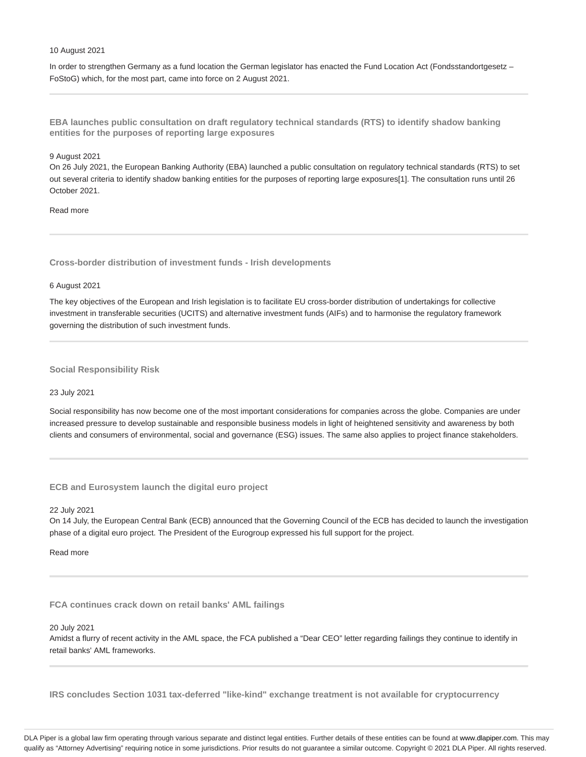10 August 2021

In order to strengthen Germany as a fund location the German legislator has enacted the Fund Location Act (Fondsstandortgesetz – FoStoG) which, for the most part, came into force on 2 August 2021.

---

### EBA launches public consultation on draft regulatory technical standards (RTS) to identify shadow banking entities for the purposes of reporting large exposures

9 August 2021

On 26 July 2021, the European Banking Authority (EBA) launched a public consultation on regulatory technical standards (RTS) to set out several criteria to identify shadow banking entities for the purposes of reporting large exposures[1]. The consultation runs until 26 October 2021.

Read more

---

### Cross-border distribution of investment funds - Irish developments

6 August 2021

The key objectives of the European and Irish legislation is to facilitate EU cross-border distribution of undertakings for collective investment in transferable securities (UCITS) and alternative investment funds (AIFs) and to harmonise the regulatory framework governing the distribution of such investment funds.

---

### Social Responsibility Risk

23 July 2021

Social responsibility has now become one of the most important considerations for companies across the globe. Companies are under increased pressure to develop sustainable and responsible business models in light of heightened sensitivity and awareness by both clients and consumers of environmental, social and governance (ESG) issues. The same also applies to project finance stakeholders.

---

### ECB and Eurosystem launch the digital euro project

22 July 2021

On 14 July, the European Central Bank (ECB) announced that the Governing Council of the ECB has decided to launch the investigation phase of a digital euro project. The President of the Eurogroup expressed his full support for the project.

Read more

---

### FCA continues crack down on retail banks' AML failings

20 July 2021

Amidst a flurry of recent activity in the AML space, the FCA published a "Dear CEO" letter regarding failings they continue to identify in retail banks' AML frameworks.

---

### IRS concludes Section 1031 tax-deferred "like-kind" exchange treatment is not available for cryptocurrency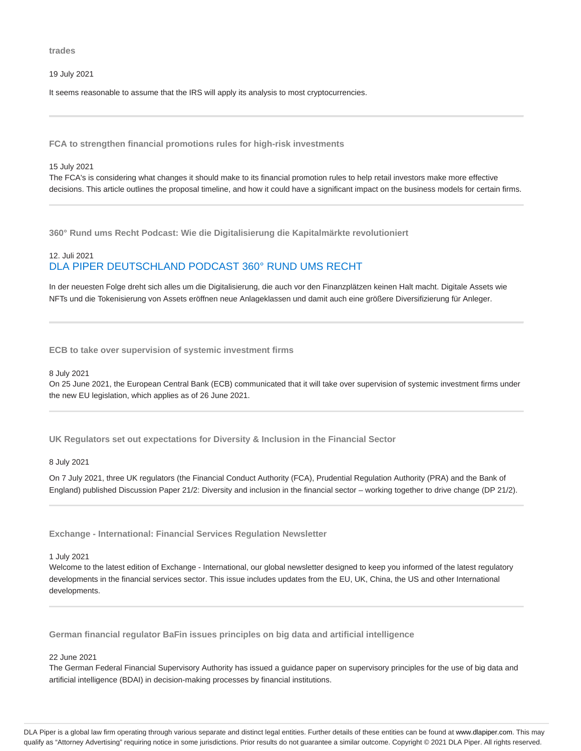**trades**

19 July 2021

It seems reasonable to assume that the IRS will apply its analysis to most cryptocurrencies.

---

### FCA to strengthen financial promotions rules for high-risk investments

15 July 2021

The FCA's is considering what changes it should make to its financial promotion rules to help retail investors make more effective decisions. This article outlines the proposal timeline, and how it could have a significant impact on the business models for certain firms.

---

### 360° Rund ums Recht Podcast: Wie die Digitalisierung die Kapitalmärkte revolutioniert

12. Juli 2021

DLA PIPER DEUTSCHLAND PODCAST 360° RUND UMS RECHT

In der neuesten Folge dreht sich alles um die Digitalisierung, die auch vor den Finanzplätzen keinen Halt macht. Digitale Assets wie NFTs und die Tokenisierung von Assets eröffnen neue Anlageklassen und damit auch eine größere Diversifizierung für Anleger.

---

### ECB to take over supervision of systemic investment firms

8 July 2021

On 25 June 2021, the European Central Bank (ECB) communicated that it will take over supervision of systemic investment firms under the new EU legislation, which applies as of 26 June 2021.

---

### UK Regulators set out expectations for Diversity & Inclusion in the Financial Sector

8 July 2021

On 7 July 2021, three UK regulators (the Financial Conduct Authority (FCA), Prudential Regulation Authority (PRA) and the Bank of England) published Discussion Paper 21/2: Diversity and inclusion in the financial sector – working together to drive change (DP 21/2).

---

### Exchange - International: Financial Services Regulation Newsletter

1 July 2021

Welcome to the latest edition of Exchange - International, our global newsletter designed to keep you informed of the latest regulatory developments in the financial services sector. This issue includes updates from the EU, UK, China, the US and other International developments.

---

### German financial regulator BaFin issues principles on big data and artificial intelligence

22 June 2021

The German Federal Financial Supervisory Authority has issued a guidance paper on supervisory principles for the use of big data and artificial intelligence (BDAI) in decision-making processes by financial institutions.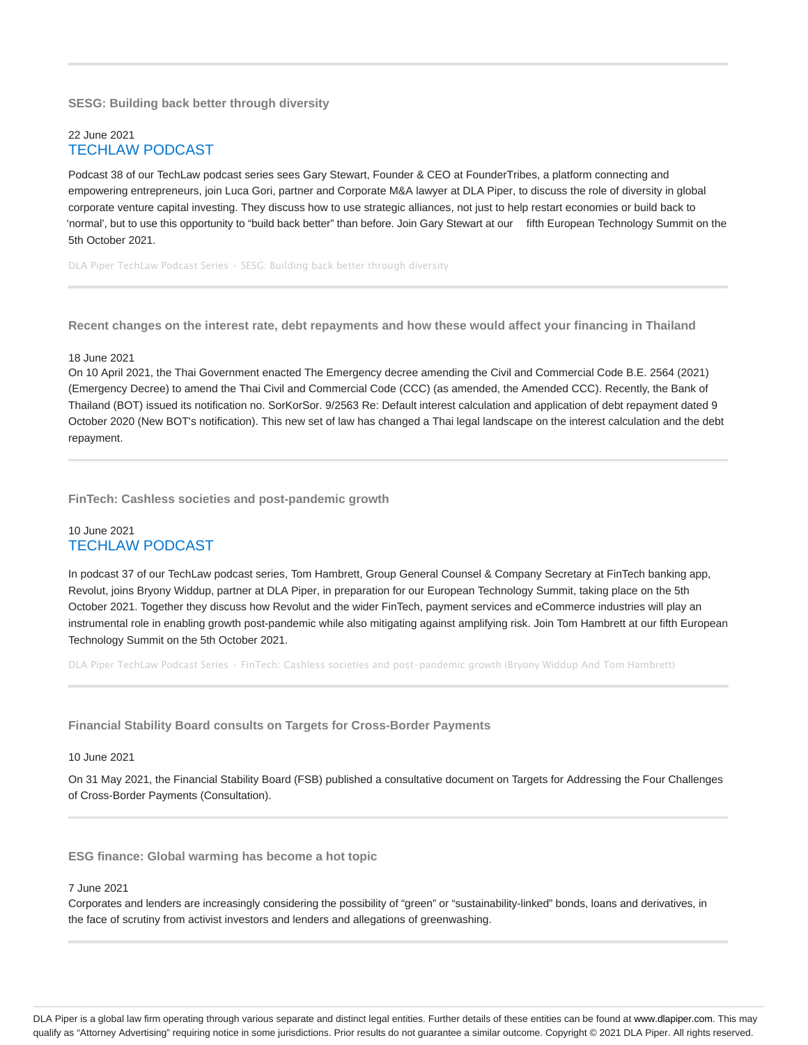### SESG: Building back better through diversity

22 June 2021

TECHLAW PODCAST

Podcast 38 of our TechLaw podcast series sees Gary Stewart, Founder & CEO at FounderTribes, a platform connecting and empowering entrepreneurs, join Luca Gori, partner and Corporate M&A lawyer at DLA Piper, to discuss the role of diversity in global corporate venture capital investing. They discuss how to use strategic alliances, not just to help restart economies or build back to 'normal', but to use this opportunity to "build back better" than before. Join Gary Stewart at our fifth European Technology Summit on the 5th October 2021.

DLA Piper TechLaw Podcast Series · SESG: Building back better through diversity

---

### Recent changes on the interest rate, debt repayments and how these would affect your financing in Thailand

18 June 2021

On 10 April 2021, the Thai Government enacted The Emergency decree amending the Civil and Commercial Code B.E. 2564 (2021) (Emergency Decree) to amend the Thai Civil and Commercial Code (CCC) (as amended, the Amended CCC). Recently, the Bank of Thailand (BOT) issued its notification no. SorKorSor. 9/2563 Re: Default interest calculation and application of debt repayment dated 9 October 2020 (New BOT's notification). This new set of law has changed a Thai legal landscape on the interest calculation and the debt repayment.

---

### FinTech: Cashless societies and post-pandemic growth

10 June 2021

TECHLAW PODCAST

In podcast 37 of our TechLaw podcast series, Tom Hambrett, Group General Counsel & Company Secretary at FinTech banking app, Revolut, joins Bryony Widdup, partner at DLA Piper, in preparation for our European Technology Summit, taking place on the 5th October 2021. Together they discuss how Revolut and the wider FinTech, payment services and eCommerce industries will play an instrumental role in enabling growth post-pandemic while also mitigating against amplifying risk. Join Tom Hambrett at our fifth European Technology Summit on the 5th October 2021.

DLA Piper TechLaw Podcast Series · FinTech: Cashless societies and post-pandemic growth (Bryony Widdup And Tom Hambrett)

---

### Financial Stability Board consults on Targets for Cross-Border Payments

10 June 2021

On 31 May 2021, the Financial Stability Board (FSB) published a consultative document on Targets for Addressing the Four Challenges of Cross-Border Payments (Consultation).

---

### ESG finance: Global warming has become a hot topic

7 June 2021

Corporates and lenders are increasingly considering the possibility of "green" or "sustainability-linked" bonds, loans and derivatives, in the face of scrutiny from activist investors and lenders and allegations of greenwashing.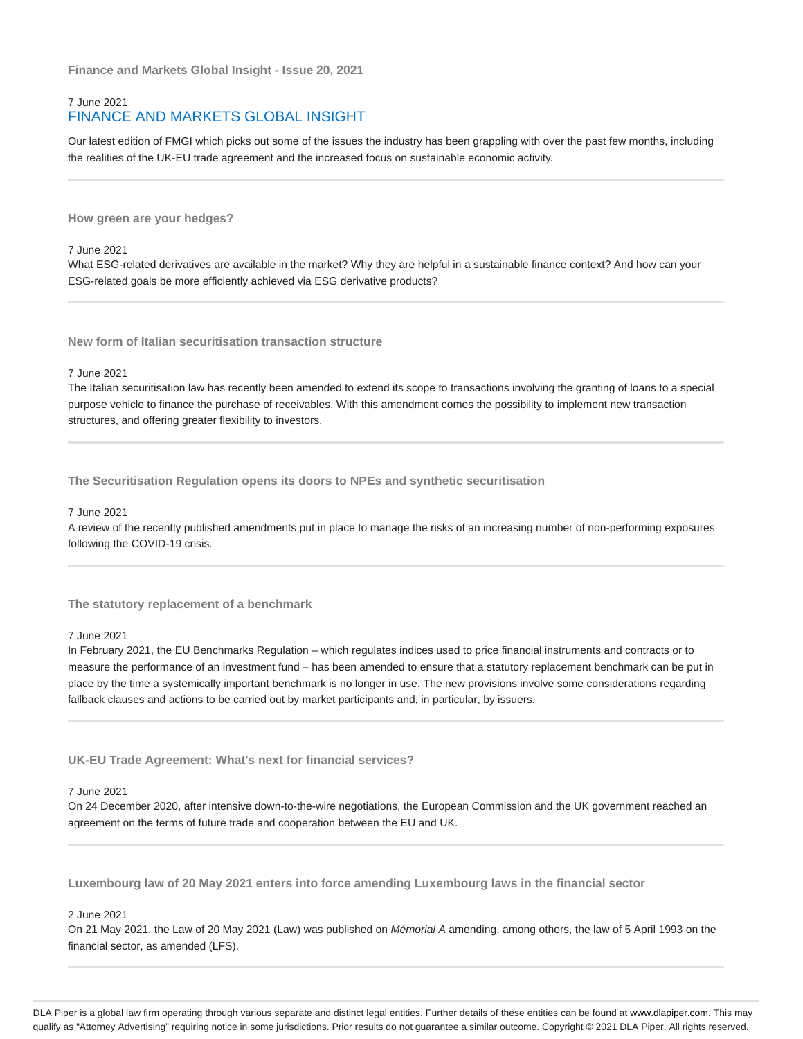**Finance and Markets Global Insight - Issue 20, 2021**

7 June 2021

## FINANCE AND MARKETS GLOBAL INSIGHT

Our latest edition of FMGI which picks out some of the issues the industry has been grappling with over the past few months, including the realities of the UK-EU trade agreement and the increased focus on sustainable economic activity.

---

### How green are your hedges?

7 June 2021

What ESG-related derivatives are available in the market? Why they are helpful in a sustainable finance context? And how can your ESG-related goals be more efficiently achieved via ESG derivative products?

---

### New form of Italian securitisation transaction structure

7 June 2021

The Italian securitisation law has recently been amended to extend its scope to transactions involving the granting of loans to a special purpose vehicle to finance the purchase of receivables. With this amendment comes the possibility to implement new transaction structures, and offering greater flexibility to investors.

---

### The Securitisation Regulation opens its doors to NPEs and synthetic securitisation

7 June 2021

A review of the recently published amendments put in place to manage the risks of an increasing number of non-performing exposures following the COVID-19 crisis.

---

### The statutory replacement of a benchmark

7 June 2021

In February 2021, the EU Benchmarks Regulation – which regulates indices used to price financial instruments and contracts or to measure the performance of an investment fund – has been amended to ensure that a statutory replacement benchmark can be put in place by the time a systemically important benchmark is no longer in use. The new provisions involve some considerations regarding fallback clauses and actions to be carried out by market participants and, in particular, by issuers.

---

### UK-EU Trade Agreement: What's next for financial services?

7 June 2021

On 24 December 2020, after intensive down-to-the-wire negotiations, the European Commission and the UK government reached an agreement on the terms of future trade and cooperation between the EU and UK.

---

### Luxembourg law of 20 May 2021 enters into force amending Luxembourg laws in the financial sector

2 June 2021

On 21 May 2021, the Law of 20 May 2021 (Law) was published on *Mémorial A* amending, among others, the law of 5 April 1993 on the financial sector, as amended (LFS).

---

DLA Piper is a global law firm operating through various separate and distinct legal entities. Further details of these entities can be found at www.dlapiper.com. This may qualify as "Attorney Advertising" requiring notice in some jurisdictions. Prior results do not guarantee a similar outcome. Copyright © 2021 DLA Piper. All rights reserved.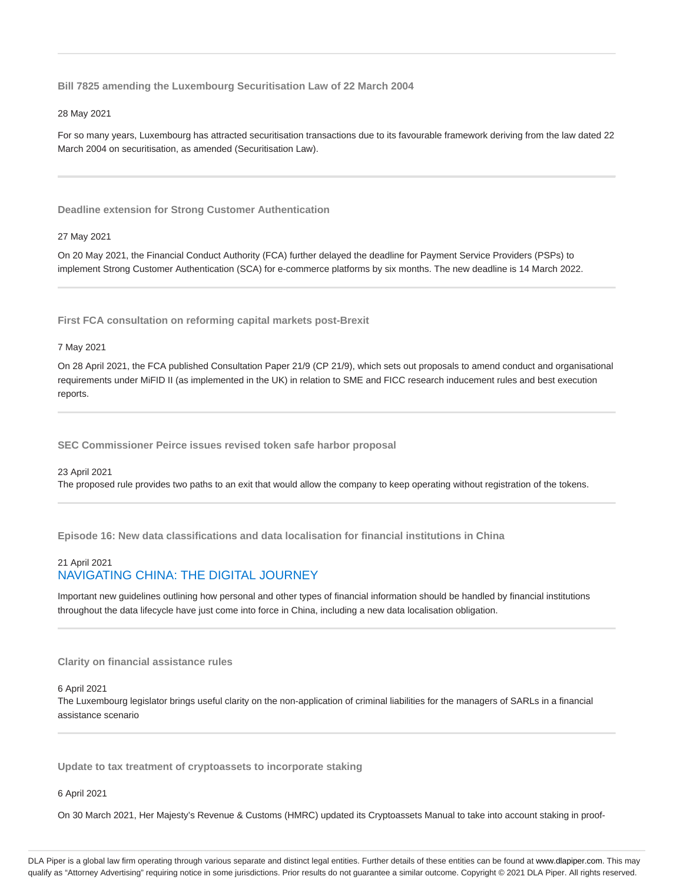### Bill 7825 amending the Luxembourg Securitisation Law of 22 March 2004

28 May 2021

For so many years, Luxembourg has attracted securitisation transactions due to its favourable framework deriving from the law dated 22 March 2004 on securitisation, as amended (Securitisation Law).

---

### Deadline extension for Strong Customer Authentication

27 May 2021

On 20 May 2021, the Financial Conduct Authority (FCA) further delayed the deadline for Payment Service Providers (PSPs) to implement Strong Customer Authentication (SCA) for e-commerce platforms by six months. The new deadline is 14 March 2022.

---

### First FCA consultation on reforming capital markets post-Brexit

7 May 2021

On 28 April 2021, the FCA published Consultation Paper 21/9 (CP 21/9), which sets out proposals to amend conduct and organisational requirements under MiFID II (as implemented in the UK) in relation to SME and FICC research inducement rules and best execution reports.

---

### SEC Commissioner Peirce issues revised token safe harbor proposal

23 April 2021
The proposed rule provides two paths to an exit that would allow the company to keep operating without registration of the tokens.

---

### Episode 16: New data classifications and data localisation for financial institutions in China

21 April 2021
NAVIGATING CHINA: THE DIGITAL JOURNEY

Important new guidelines outlining how personal and other types of financial information should be handled by financial institutions throughout the data lifecycle have just come into force in China, including a new data localisation obligation.

---

### Clarity on financial assistance rules

6 April 2021
The Luxembourg legislator brings useful clarity on the non-application of criminal liabilities for the managers of SARLs in a financial assistance scenario

---

### Update to tax treatment of cryptoassets to incorporate staking

6 April 2021

On 30 March 2021, Her Majesty's Revenue & Customs (HMRC) updated its Cryptoassets Manual to take into account staking in proof-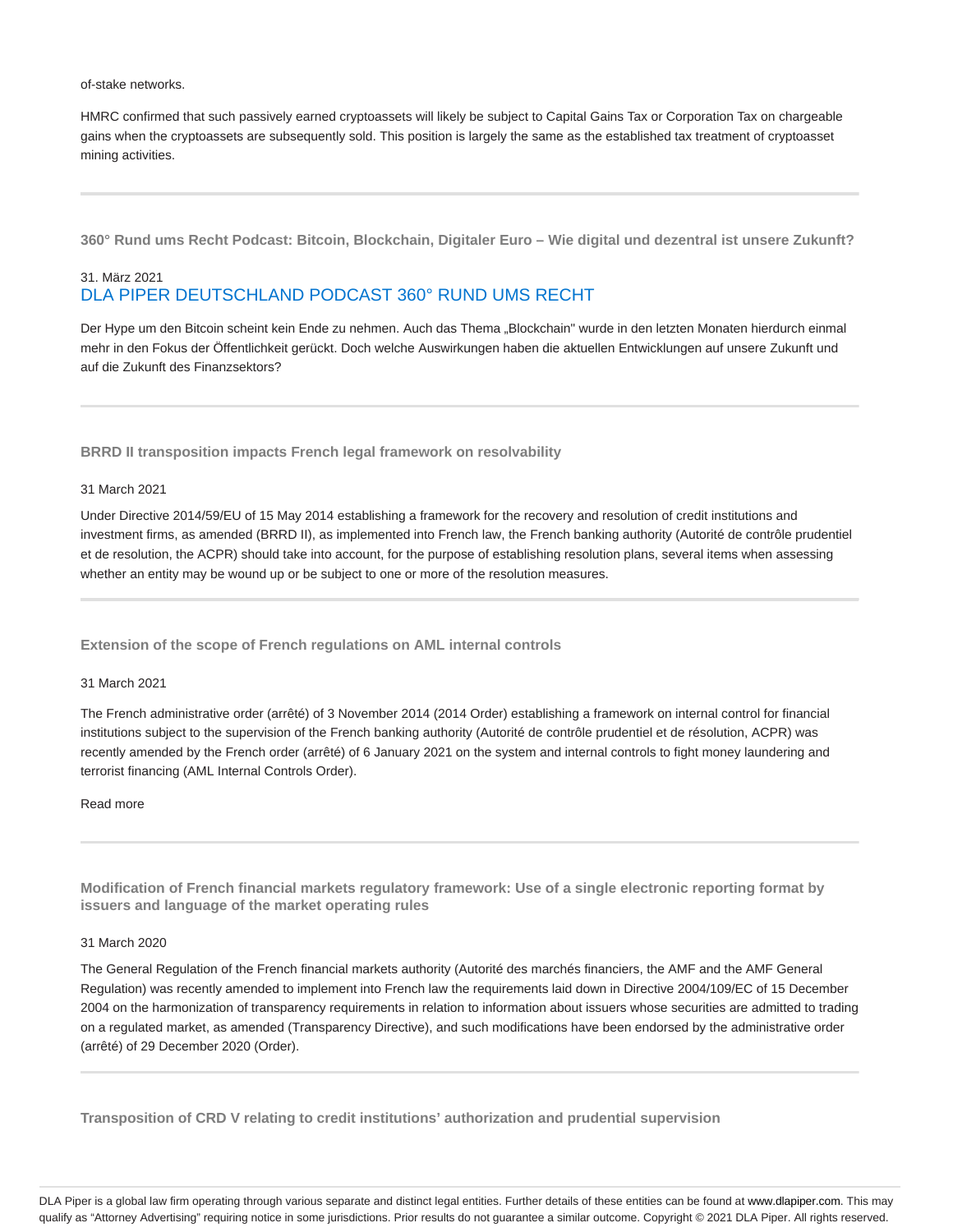of-stake networks.

HMRC confirmed that such passively earned cryptoassets will likely be subject to Capital Gains Tax or Corporation Tax on chargeable gains when the cryptoassets are subsequently sold. This position is largely the same as the established tax treatment of cryptoasset mining activities.

---

### 360° Rund ums Recht Podcast: Bitcoin, Blockchain, Digitaler Euro – Wie digital und dezentral ist unsere Zukunft?

31. März 2021
DLA PIPER DEUTSCHLAND PODCAST 360° RUND UMS RECHT

Der Hype um den Bitcoin scheint kein Ende zu nehmen. Auch das Thema „Blockchain" wurde in den letzten Monaten hierdurch einmal mehr in den Fokus der Öffentlichkeit gerückt. Doch welche Auswirkungen haben die aktuellen Entwicklungen auf unsere Zukunft und auf die Zukunft des Finanzsektors?

---

### BRRD II transposition impacts French legal framework on resolvability

31 March 2021

Under Directive 2014/59/EU of 15 May 2014 establishing a framework for the recovery and resolution of credit institutions and investment firms, as amended (BRRD II), as implemented into French law, the French banking authority (Autorité de contrôle prudentiel et de resolution, the ACPR) should take into account, for the purpose of establishing resolution plans, several items when assessing whether an entity may be wound up or be subject to one or more of the resolution measures.

---

### Extension of the scope of French regulations on AML internal controls

31 March 2021

The French administrative order (arrêté) of 3 November 2014 (2014 Order) establishing a framework on internal control for financial institutions subject to the supervision of the French banking authority (Autorité de contrôle prudentiel et de résolution, ACPR) was recently amended by the French order (arrêté) of 6 January 2021 on the system and internal controls to fight money laundering and terrorist financing (AML Internal Controls Order).

Read more

---

### Modification of French financial markets regulatory framework: Use of a single electronic reporting format by issuers and language of the market operating rules

31 March 2020

The General Regulation of the French financial markets authority (Autorité des marchés financiers, the AMF and the AMF General Regulation) was recently amended to implement into French law the requirements laid down in Directive 2004/109/EC of 15 December 2004 on the harmonization of transparency requirements in relation to information about issuers whose securities are admitted to trading on a regulated market, as amended (Transparency Directive), and such modifications have been endorsed by the administrative order (arrêté) of 29 December 2020 (Order).

---

### Transposition of CRD V relating to credit institutions' authorization and prudential supervision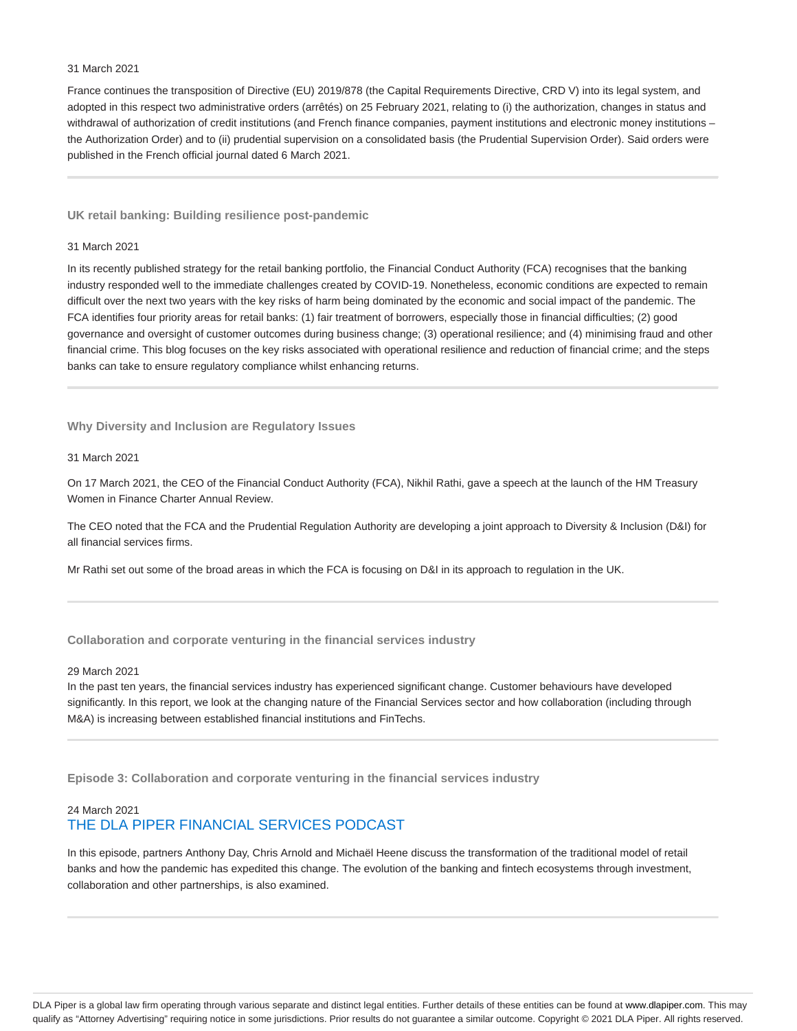31 March 2021

France continues the transposition of Directive (EU) 2019/878 (the Capital Requirements Directive, CRD V) into its legal system, and adopted in this respect two administrative orders (arrêtés) on 25 February 2021, relating to (i) the authorization, changes in status and withdrawal of authorization of credit institutions (and French finance companies, payment institutions and electronic money institutions – the Authorization Order) and to (ii) prudential supervision on a consolidated basis (the Prudential Supervision Order). Said orders were published in the French official journal dated 6 March 2021.

---

### UK retail banking: Building resilience post-pandemic

31 March 2021

In its recently published strategy for the retail banking portfolio, the Financial Conduct Authority (FCA) recognises that the banking industry responded well to the immediate challenges created by COVID-19. Nonetheless, economic conditions are expected to remain difficult over the next two years with the key risks of harm being dominated by the economic and social impact of the pandemic. The FCA identifies four priority areas for retail banks: (1) fair treatment of borrowers, especially those in financial difficulties; (2) good governance and oversight of customer outcomes during business change; (3) operational resilience; and (4) minimising fraud and other financial crime. This blog focuses on the key risks associated with operational resilience and reduction of financial crime; and the steps banks can take to ensure regulatory compliance whilst enhancing returns.

---

### Why Diversity and Inclusion are Regulatory Issues

31 March 2021

On 17 March 2021, the CEO of the Financial Conduct Authority (FCA), Nikhil Rathi, gave a speech at the launch of the HM Treasury Women in Finance Charter Annual Review.

The CEO noted that the FCA and the Prudential Regulation Authority are developing a joint approach to Diversity & Inclusion (D&I) for all financial services firms.

Mr Rathi set out some of the broad areas in which the FCA is focusing on D&I in its approach to regulation in the UK.

---

### Collaboration and corporate venturing in the financial services industry

29 March 2021

In the past ten years, the financial services industry has experienced significant change. Customer behaviours have developed significantly. In this report, we look at the changing nature of the Financial Services sector and how collaboration (including through M&A) is increasing between established financial institutions and FinTechs.

---

### Episode 3: Collaboration and corporate venturing in the financial services industry

24 March 2021

THE DLA PIPER FINANCIAL SERVICES PODCAST

In this episode, partners Anthony Day, Chris Arnold and Michaël Heene discuss the transformation of the traditional model of retail banks and how the pandemic has expedited this change. The evolution of the banking and fintech ecosystems through investment, collaboration and other partnerships, is also examined.

---

DLA Piper is a global law firm operating through various separate and distinct legal entities. Further details of these entities can be found at www.dlapiper.com. This may qualify as "Attorney Advertising" requiring notice in some jurisdictions. Prior results do not guarantee a similar outcome. Copyright © 2021 DLA Piper. All rights reserved.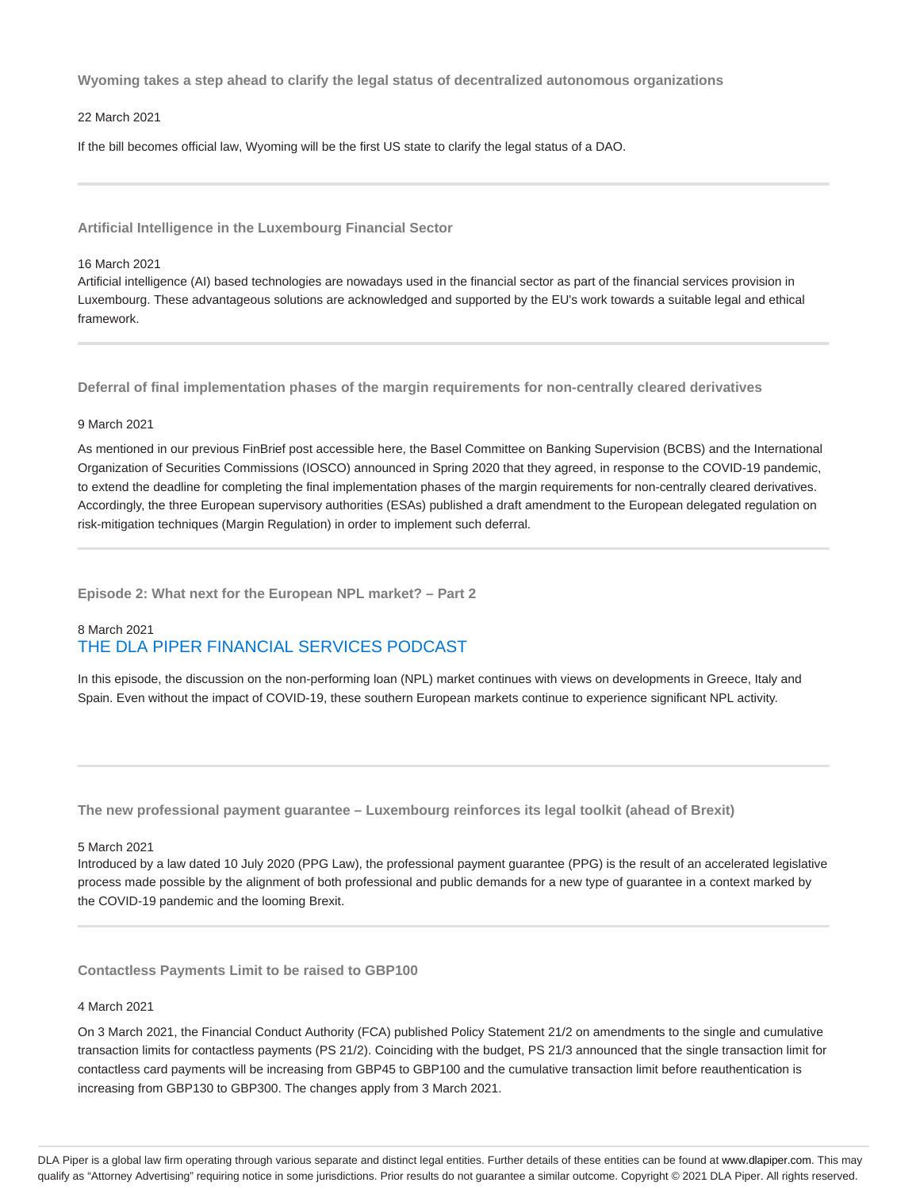### Wyoming takes a step ahead to clarify the legal status of decentralized autonomous organizations

22 March 2021

If the bill becomes official law, Wyoming will be the first US state to clarify the legal status of a DAO.

---

### Artificial Intelligence in the Luxembourg Financial Sector

16 March 2021

Artificial intelligence (AI) based technologies are nowadays used in the financial sector as part of the financial services provision in Luxembourg. These advantageous solutions are acknowledged and supported by the EU's work towards a suitable legal and ethical framework.

---

### Deferral of final implementation phases of the margin requirements for non-centrally cleared derivatives

9 March 2021

As mentioned in our previous FinBrief post accessible here, the Basel Committee on Banking Supervision (BCBS) and the International Organization of Securities Commissions (IOSCO) announced in Spring 2020 that they agreed, in response to the COVID-19 pandemic, to extend the deadline for completing the final implementation phases of the margin requirements for non-centrally cleared derivatives. Accordingly, the three European supervisory authorities (ESAs) published a draft amendment to the European delegated regulation on risk-mitigation techniques (Margin Regulation) in order to implement such deferral.

---

### Episode 2: What next for the European NPL market? – Part 2

8 March 2021

THE DLA PIPER FINANCIAL SERVICES PODCAST

In this episode, the discussion on the non-performing loan (NPL) market continues with views on developments in Greece, Italy and Spain. Even without the impact of COVID-19, these southern European markets continue to experience significant NPL activity.

---

### The new professional payment guarantee – Luxembourg reinforces its legal toolkit (ahead of Brexit)

5 March 2021

Introduced by a law dated 10 July 2020 (PPG Law), the professional payment guarantee (PPG) is the result of an accelerated legislative process made possible by the alignment of both professional and public demands for a new type of guarantee in a context marked by the COVID-19 pandemic and the looming Brexit.

---

### Contactless Payments Limit to be raised to GBP100

4 March 2021

On 3 March 2021, the Financial Conduct Authority (FCA) published Policy Statement 21/2 on amendments to the single and cumulative transaction limits for contactless payments (PS 21/2). Coinciding with the budget, PS 21/3 announced that the single transaction limit for contactless card payments will be increasing from GBP45 to GBP100 and the cumulative transaction limit before reauthentication is increasing from GBP130 to GBP300. The changes apply from 3 March 2021.

---

DLA Piper is a global law firm operating through various separate and distinct legal entities. Further details of these entities can be found at www.dlapiper.com. This may qualify as "Attorney Advertising" requiring notice in some jurisdictions. Prior results do not guarantee a similar outcome. Copyright © 2021 DLA Piper. All rights reserved.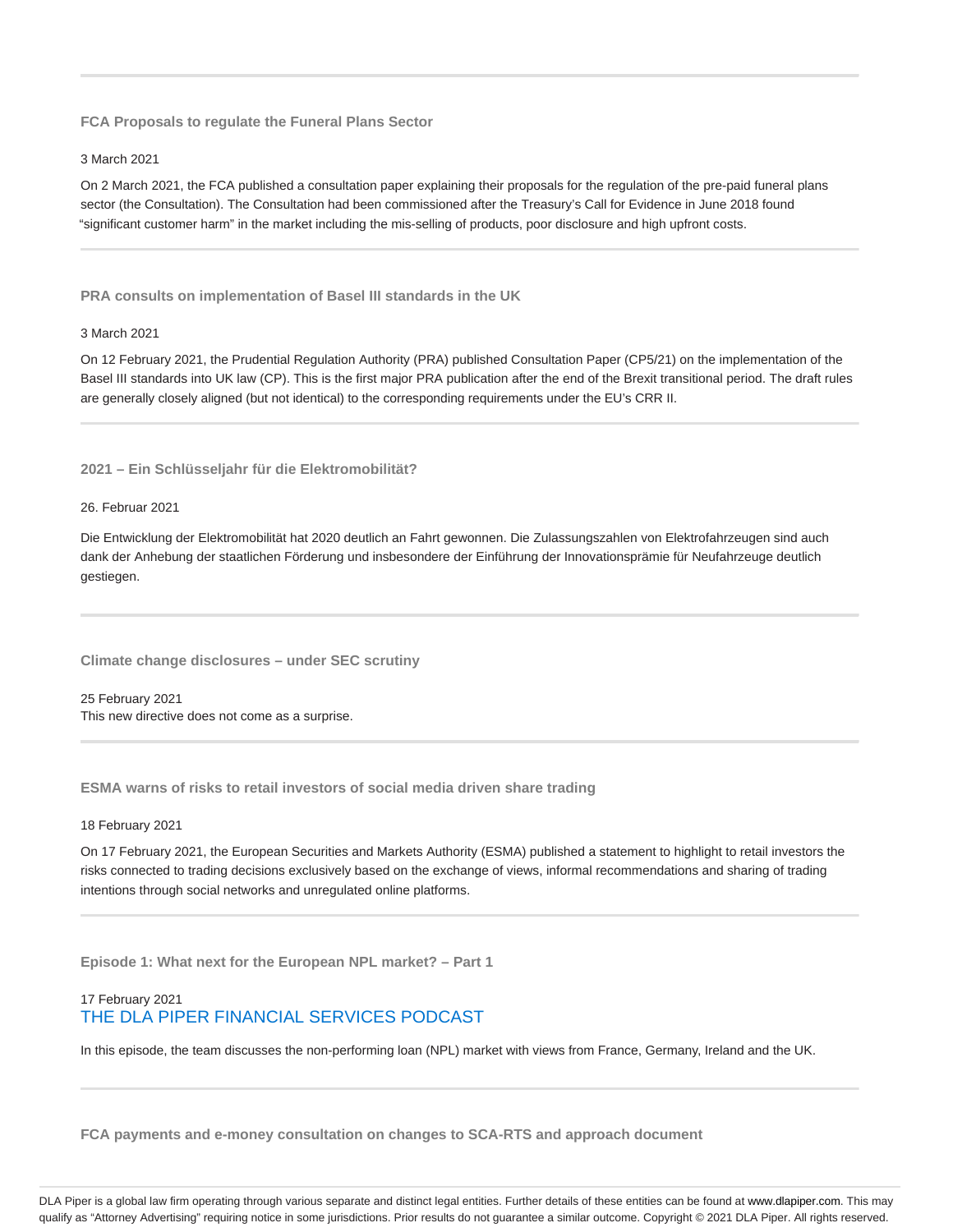### FCA Proposals to regulate the Funeral Plans Sector

3 March 2021

On 2 March 2021, the FCA published a consultation paper explaining their proposals for the regulation of the pre-paid funeral plans sector (the Consultation). The Consultation had been commissioned after the Treasury's Call for Evidence in June 2018 found "significant customer harm" in the market including the mis-selling of products, poor disclosure and high upfront costs.

---

### PRA consults on implementation of Basel III standards in the UK

3 March 2021

On 12 February 2021, the Prudential Regulation Authority (PRA) published Consultation Paper (CP5/21) on the implementation of the Basel III standards into UK law (CP). This is the first major PRA publication after the end of the Brexit transitional period. The draft rules are generally closely aligned (but not identical) to the corresponding requirements under the EU's CRR II.

---

### 2021 – Ein Schlüsseljahr für die Elektromobilität?

26. Februar 2021

Die Entwicklung der Elektromobilität hat 2020 deutlich an Fahrt gewonnen. Die Zulassungszahlen von Elektrofahrzeugen sind auch dank der Anhebung der staatlichen Förderung und insbesondere der Einführung der Innovationsprämie für Neufahrzeuge deutlich gestiegen.

---

### Climate change disclosures – under SEC scrutiny

25 February 2021
This new directive does not come as a surprise.

---

### ESMA warns of risks to retail investors of social media driven share trading

18 February 2021

On 17 February 2021, the European Securities and Markets Authority (ESMA) published a statement to highlight to retail investors the risks connected to trading decisions exclusively based on the exchange of views, informal recommendations and sharing of trading intentions through social networks and unregulated online platforms.

---

### Episode 1: What next for the European NPL market? – Part 1

17 February 2021
THE DLA PIPER FINANCIAL SERVICES PODCAST

In this episode, the team discusses the non-performing loan (NPL) market with views from France, Germany, Ireland and the UK.

---

### FCA payments and e-money consultation on changes to SCA-RTS and approach document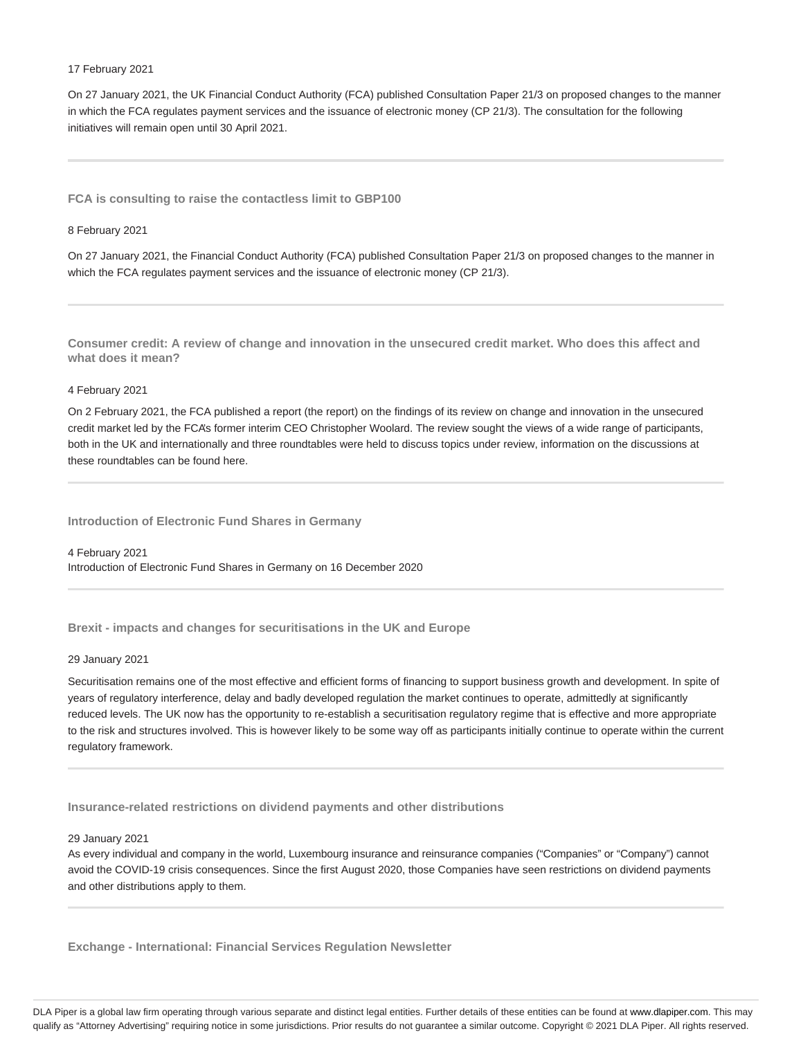17 February 2021

On 27 January 2021, the UK Financial Conduct Authority (FCA) published Consultation Paper 21/3 on proposed changes to the manner in which the FCA regulates payment services and the issuance of electronic money (CP 21/3). The consultation for the following initiatives will remain open until 30 April 2021.

---

### FCA is consulting to raise the contactless limit to GBP100

8 February 2021

On 27 January 2021, the Financial Conduct Authority (FCA) published Consultation Paper 21/3 on proposed changes to the manner in which the FCA regulates payment services and the issuance of electronic money (CP 21/3).

---

### Consumer credit: A review of change and innovation in the unsecured credit market. Who does this affect and what does it mean?

4 February 2021

On 2 February 2021, the FCA published a report (the report) on the findings of its review on change and innovation in the unsecured credit market led by the FCA's former interim CEO Christopher Woolard. The review sought the views of a wide range of participants, both in the UK and internationally and three roundtables were held to discuss topics under review, information on the discussions at these roundtables can be found here.

---

### Introduction of Electronic Fund Shares in Germany

4 February 2021

Introduction of Electronic Fund Shares in Germany on 16 December 2020

---

### Brexit - impacts and changes for securitisations in the UK and Europe

29 January 2021

Securitisation remains one of the most effective and efficient forms of financing to support business growth and development. In spite of years of regulatory interference, delay and badly developed regulation the market continues to operate, admittedly at significantly reduced levels. The UK now has the opportunity to re-establish a securitisation regulatory regime that is effective and more appropriate to the risk and structures involved. This is however likely to be some way off as participants initially continue to operate within the current regulatory framework.

---

### Insurance-related restrictions on dividend payments and other distributions

29 January 2021

As every individual and company in the world, Luxembourg insurance and reinsurance companies ("Companies" or "Company") cannot avoid the COVID-19 crisis consequences. Since the first August 2020, those Companies have seen restrictions on dividend payments and other distributions apply to them.

---

### Exchange - International: Financial Services Regulation Newsletter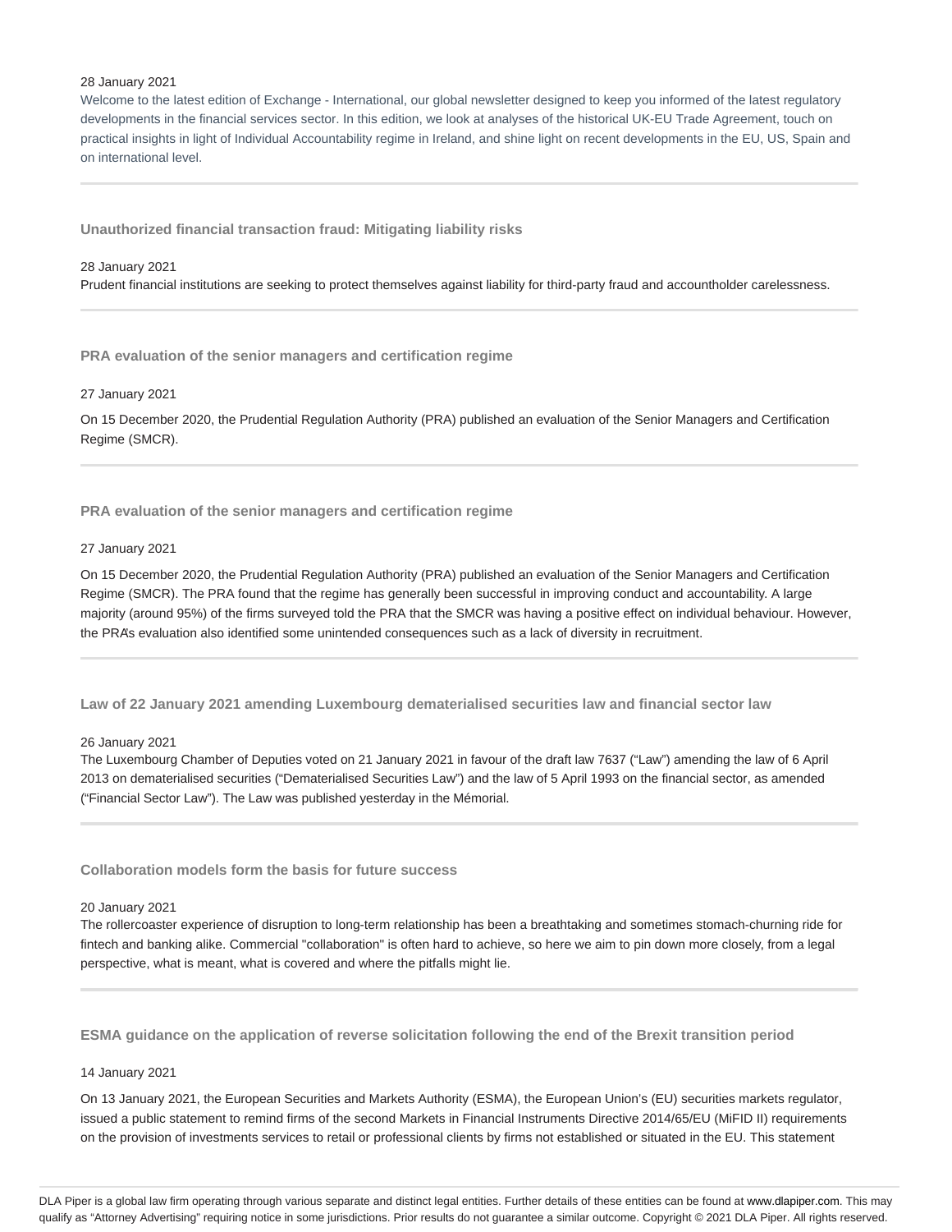28 January 2021

Welcome to the latest edition of Exchange - International, our global newsletter designed to keep you informed of the latest regulatory developments in the financial services sector. In this edition, we look at analyses of the historical UK-EU Trade Agreement, touch on practical insights in light of Individual Accountability regime in Ireland, and shine light on recent developments in the EU, US, Spain and on international level.

---

### Unauthorized financial transaction fraud: Mitigating liability risks

28 January 2021

Prudent financial institutions are seeking to protect themselves against liability for third-party fraud and accountholder carelessness.

---

### PRA evaluation of the senior managers and certification regime

27 January 2021

On 15 December 2020, the Prudential Regulation Authority (PRA) published an evaluation of the Senior Managers and Certification Regime (SMCR).

---

### PRA evaluation of the senior managers and certification regime

27 January 2021

On 15 December 2020, the Prudential Regulation Authority (PRA) published an evaluation of the Senior Managers and Certification Regime (SMCR). The PRA found that the regime has generally been successful in improving conduct and accountability. A large majority (around 95%) of the firms surveyed told the PRA that the SMCR was having a positive effect on individual behaviour. However, the PRA's evaluation also identified some unintended consequences such as a lack of diversity in recruitment.

---

### Law of 22 January 2021 amending Luxembourg dematerialised securities law and financial sector law

26 January 2021

The Luxembourg Chamber of Deputies voted on 21 January 2021 in favour of the draft law 7637 ("Law") amending the law of 6 April 2013 on dematerialised securities ("Dematerialised Securities Law") and the law of 5 April 1993 on the financial sector, as amended ("Financial Sector Law"). The Law was published yesterday in the Mémorial.

---

### Collaboration models form the basis for future success

20 January 2021

The rollercoaster experience of disruption to long-term relationship has been a breathtaking and sometimes stomach-churning ride for fintech and banking alike. Commercial "collaboration" is often hard to achieve, so here we aim to pin down more closely, from a legal perspective, what is meant, what is covered and where the pitfalls might lie.

---

### ESMA guidance on the application of reverse solicitation following the end of the Brexit transition period

14 January 2021

On 13 January 2021, the European Securities and Markets Authority (ESMA), the European Union's (EU) securities markets regulator, issued a public statement to remind firms of the second Markets in Financial Instruments Directive 2014/65/EU (MiFID II) requirements on the provision of investments services to retail or professional clients by firms not established or situated in the EU. This statement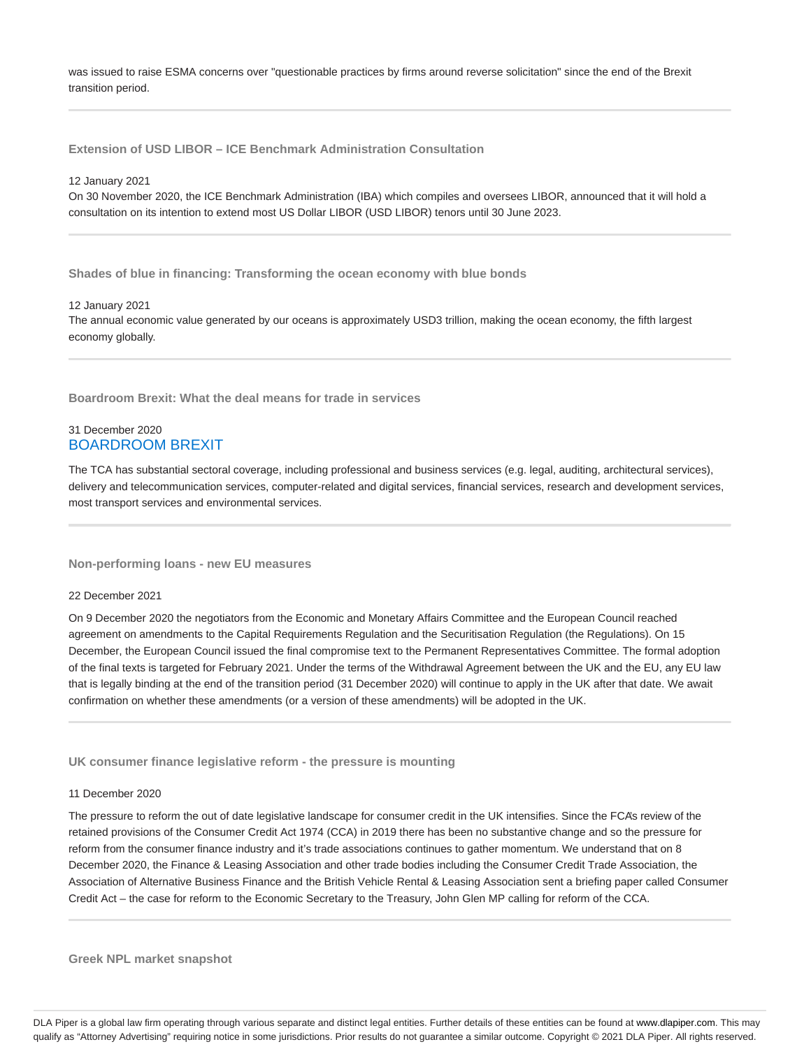was issued to raise ESMA concerns over "questionable practices by firms around reverse solicitation" since the end of the Brexit transition period.

### Extension of USD LIBOR – ICE Benchmark Administration Consultation

12 January 2021

On 30 November 2020, the ICE Benchmark Administration (IBA) which compiles and oversees LIBOR, announced that it will hold a consultation on its intention to extend most US Dollar LIBOR (USD LIBOR) tenors until 30 June 2023.

### Shades of blue in financing: Transforming the ocean economy with blue bonds

12 January 2021

The annual economic value generated by our oceans is approximately USD3 trillion, making the ocean economy, the fifth largest economy globally.

### Boardroom Brexit: What the deal means for trade in services

31 December 2020

BOARDROOM BREXIT

The TCA has substantial sectoral coverage, including professional and business services (e.g. legal, auditing, architectural services), delivery and telecommunication services, computer-related and digital services, financial services, research and development services, most transport services and environmental services.

### Non-performing loans - new EU measures

22 December 2021

On 9 December 2020 the negotiators from the Economic and Monetary Affairs Committee and the European Council reached agreement on amendments to the Capital Requirements Regulation and the Securitisation Regulation (the Regulations). On 15 December, the European Council issued the final compromise text to the Permanent Representatives Committee. The formal adoption of the final texts is targeted for February 2021. Under the terms of the Withdrawal Agreement between the UK and the EU, any EU law that is legally binding at the end of the transition period (31 December 2020) will continue to apply in the UK after that date. We await confirmation on whether these amendments (or a version of these amendments) will be adopted in the UK.

### UK consumer finance legislative reform - the pressure is mounting

11 December 2020

The pressure to reform the out of date legislative landscape for consumer credit in the UK intensifies. Since the FCA's review of the retained provisions of the Consumer Credit Act 1974 (CCA) in 2019 there has been no substantive change and so the pressure for reform from the consumer finance industry and it's trade associations continues to gather momentum. We understand that on 8 December 2020, the Finance & Leasing Association and other trade bodies including the Consumer Credit Trade Association, the Association of Alternative Business Finance and the British Vehicle Rental & Leasing Association sent a briefing paper called Consumer Credit Act – the case for reform to the Economic Secretary to the Treasury, John Glen MP calling for reform of the CCA.

### Greek NPL market snapshot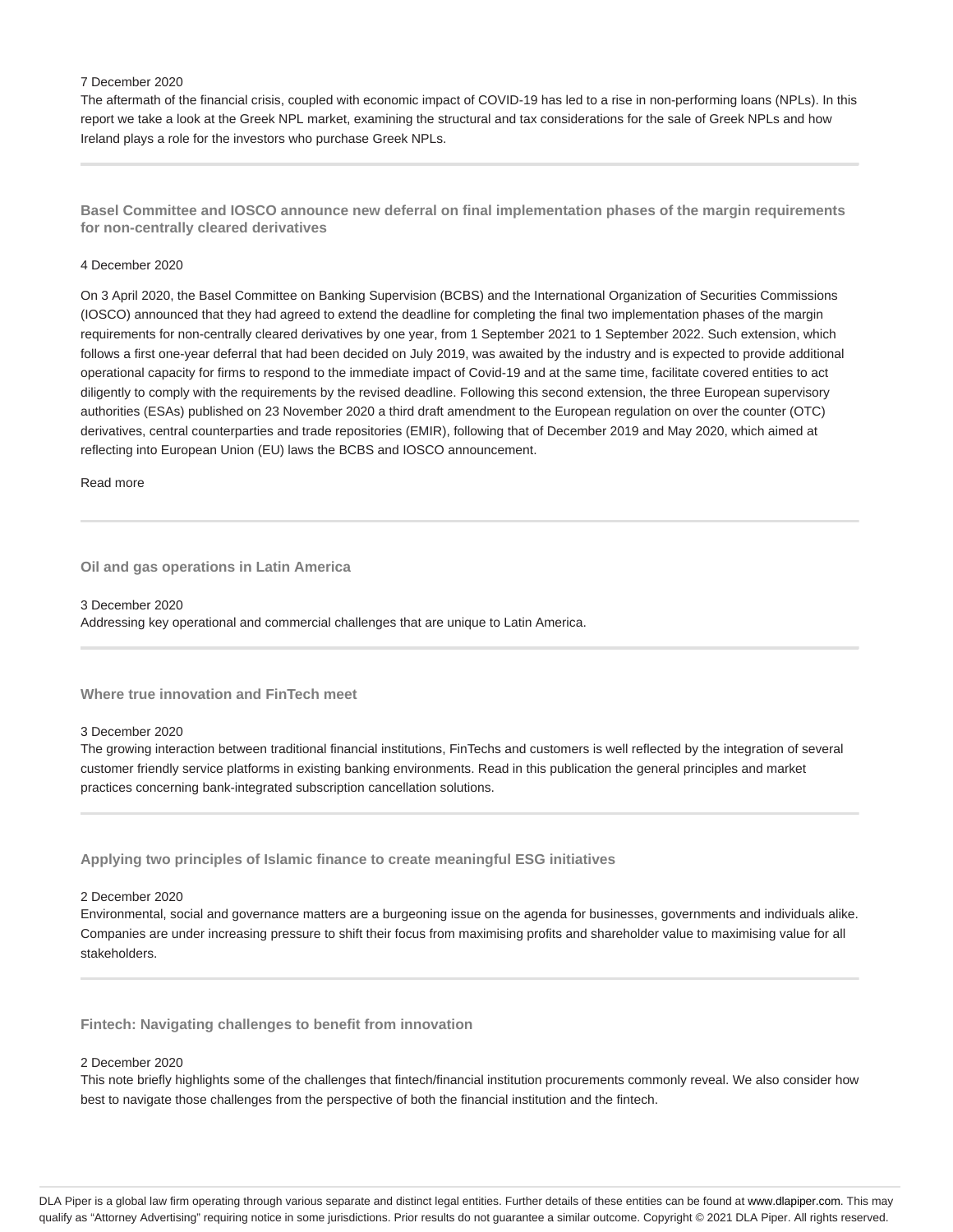7 December 2020

The aftermath of the financial crisis, coupled with economic impact of COVID-19 has led to a rise in non-performing loans (NPLs). In this report we take a look at the Greek NPL market, examining the structural and tax considerations for the sale of Greek NPLs and how Ireland plays a role for the investors who purchase Greek NPLs.

---

### Basel Committee and IOSCO announce new deferral on final implementation phases of the margin requirements for non-centrally cleared derivatives

4 December 2020

On 3 April 2020, the Basel Committee on Banking Supervision (BCBS) and the International Organization of Securities Commissions (IOSCO) announced that they had agreed to extend the deadline for completing the final two implementation phases of the margin requirements for non-centrally cleared derivatives by one year, from 1 September 2021 to 1 September 2022. Such extension, which follows a first one-year deferral that had been decided on July 2019, was awaited by the industry and is expected to provide additional operational capacity for firms to respond to the immediate impact of Covid-19 and at the same time, facilitate covered entities to act diligently to comply with the requirements by the revised deadline. Following this second extension, the three European supervisory authorities (ESAs) published on 23 November 2020 a third draft amendment to the European regulation on over the counter (OTC) derivatives, central counterparties and trade repositories (EMIR), following that of December 2019 and May 2020, which aimed at reflecting into European Union (EU) laws the BCBS and IOSCO announcement.

Read more

---

### Oil and gas operations in Latin America

3 December 2020

Addressing key operational and commercial challenges that are unique to Latin America.

---

### Where true innovation and FinTech meet

3 December 2020

The growing interaction between traditional financial institutions, FinTechs and customers is well reflected by the integration of several customer friendly service platforms in existing banking environments. Read in this publication the general principles and market practices concerning bank-integrated subscription cancellation solutions.

---

### Applying two principles of Islamic finance to create meaningful ESG initiatives

2 December 2020

Environmental, social and governance matters are a burgeoning issue on the agenda for businesses, governments and individuals alike. Companies are under increasing pressure to shift their focus from maximising profits and shareholder value to maximising value for all stakeholders.

---

### Fintech: Navigating challenges to benefit from innovation

2 December 2020

This note briefly highlights some of the challenges that fintech/financial institution procurements commonly reveal. We also consider how best to navigate those challenges from the perspective of both the financial institution and the fintech.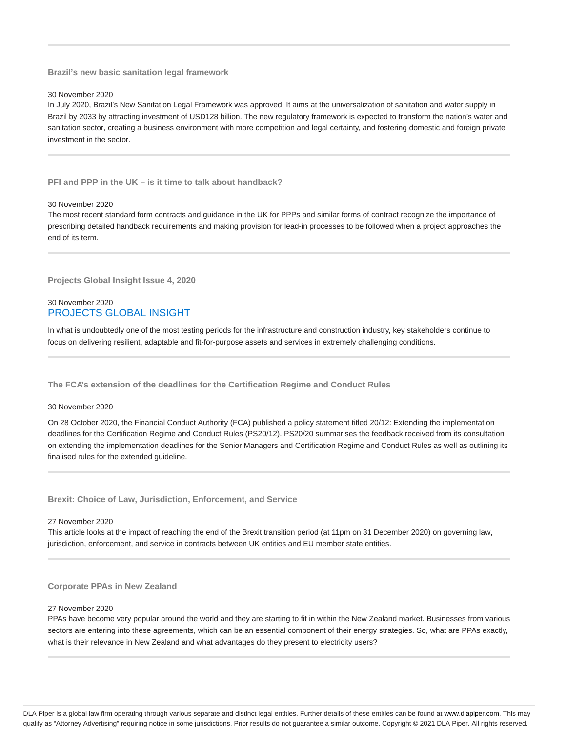### Brazil's new basic sanitation legal framework

30 November 2020

In July 2020, Brazil's New Sanitation Legal Framework was approved. It aims at the universalization of sanitation and water supply in Brazil by 2033 by attracting investment of USD128 billion. The new regulatory framework is expected to transform the nation's water and sanitation sector, creating a business environment with more competition and legal certainty, and fostering domestic and foreign private investment in the sector.

### PFI and PPP in the UK – is it time to talk about handback?

30 November 2020

The most recent standard form contracts and guidance in the UK for PPPs and similar forms of contract recognize the importance of prescribing detailed handback requirements and making provision for lead-in processes to be followed when a project approaches the end of its term.

### Projects Global Insight Issue 4, 2020

30 November 2020

PROJECTS GLOBAL INSIGHT

In what is undoubtedly one of the most testing periods for the infrastructure and construction industry, key stakeholders continue to focus on delivering resilient, adaptable and fit-for-purpose assets and services in extremely challenging conditions.

### The FCA's extension of the deadlines for the Certification Regime and Conduct Rules

30 November 2020

On 28 October 2020, the Financial Conduct Authority (FCA) published a policy statement titled 20/12: Extending the implementation deadlines for the Certification Regime and Conduct Rules (PS20/12). PS20/20 summarises the feedback received from its consultation on extending the implementation deadlines for the Senior Managers and Certification Regime and Conduct Rules as well as outlining its finalised rules for the extended guideline.

### Brexit: Choice of Law, Jurisdiction, Enforcement, and Service

27 November 2020

This article looks at the impact of reaching the end of the Brexit transition period (at 11pm on 31 December 2020) on governing law, jurisdiction, enforcement, and service in contracts between UK entities and EU member state entities.

### Corporate PPAs in New Zealand

27 November 2020

PPAs have become very popular around the world and they are starting to fit in within the New Zealand market. Businesses from various sectors are entering into these agreements, which can be an essential component of their energy strategies. So, what are PPAs exactly, what is their relevance in New Zealand and what advantages do they present to electricity users?

DLA Piper is a global law firm operating through various separate and distinct legal entities. Further details of these entities can be found at www.dlapiper.com. This may qualify as "Attorney Advertising" requiring notice in some jurisdictions. Prior results do not guarantee a similar outcome. Copyright © 2021 DLA Piper. All rights reserved.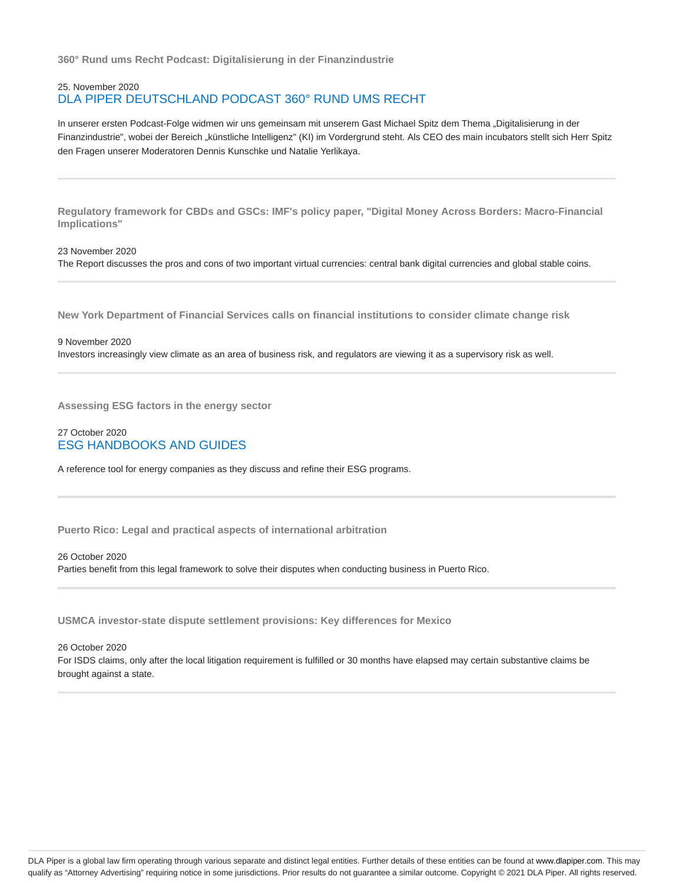### 360° Rund ums Recht Podcast: Digitalisierung in der Finanzindustrie

25. November 2020
DLA PIPER DEUTSCHLAND PODCAST 360° RUND UMS RECHT

In unserer ersten Podcast-Folge widmen wir uns gemeinsam mit unserem Gast Michael Spitz dem Thema „Digitalisierung in der Finanzindustrie", wobei der Bereich „künstliche Intelligenz" (KI) im Vordergrund steht. Als CEO des main incubators stellt sich Herr Spitz den Fragen unserer Moderatoren Dennis Kunschke und Natalie Yerlikaya.

---

### Regulatory framework for CBDs and GSCs: IMF's policy paper, "Digital Money Across Borders: Macro-Financial Implications"

23 November 2020
The Report discusses the pros and cons of two important virtual currencies: central bank digital currencies and global stable coins.

---

### New York Department of Financial Services calls on financial institutions to consider climate change risk

9 November 2020
Investors increasingly view climate as an area of business risk, and regulators are viewing it as a supervisory risk as well.

---

### Assessing ESG factors in the energy sector

27 October 2020
ESG HANDBOOKS AND GUIDES

A reference tool for energy companies as they discuss and refine their ESG programs.

---

### Puerto Rico: Legal and practical aspects of international arbitration

26 October 2020
Parties benefit from this legal framework to solve their disputes when conducting business in Puerto Rico.

---

### USMCA investor-state dispute settlement provisions: Key differences for Mexico

26 October 2020
For ISDS claims, only after the local litigation requirement is fulfilled or 30 months have elapsed may certain substantive claims be brought against a state.

---

DLA Piper is a global law firm operating through various separate and distinct legal entities. Further details of these entities can be found at www.dlapiper.com. This may qualify as "Attorney Advertising" requiring notice in some jurisdictions. Prior results do not guarantee a similar outcome. Copyright © 2021 DLA Piper. All rights reserved.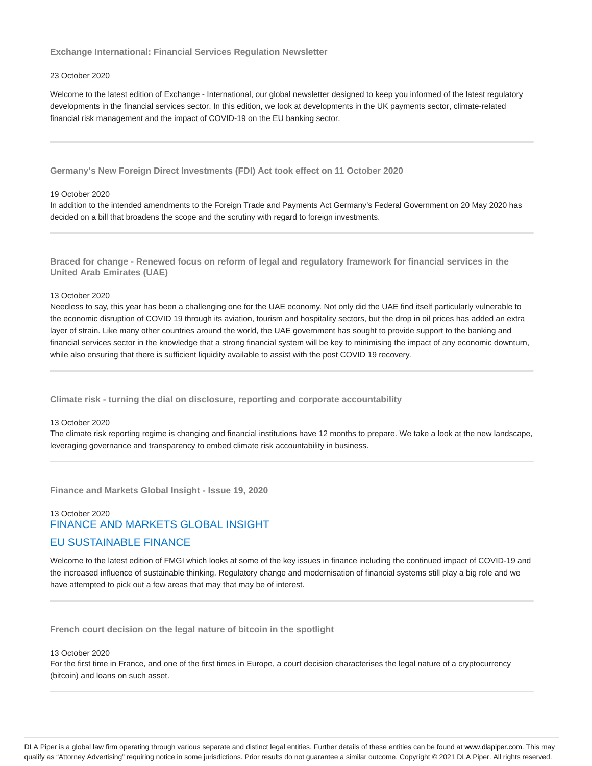### Exchange International: Financial Services Regulation Newsletter

23 October 2020

Welcome to the latest edition of Exchange - International, our global newsletter designed to keep you informed of the latest regulatory developments in the financial services sector. In this edition, we look at developments in the UK payments sector, climate-related financial risk management and the impact of COVID-19 on the EU banking sector.

---

### Germany's New Foreign Direct Investments (FDI) Act took effect on 11 October 2020

19 October 2020

In addition to the intended amendments to the Foreign Trade and Payments Act Germany's Federal Government on 20 May 2020 has decided on a bill that broadens the scope and the scrutiny with regard to foreign investments.

---

### Braced for change - Renewed focus on reform of legal and regulatory framework for financial services in the United Arab Emirates (UAE)

13 October 2020

Needless to say, this year has been a challenging one for the UAE economy. Not only did the UAE find itself particularly vulnerable to the economic disruption of COVID 19 through its aviation, tourism and hospitality sectors, but the drop in oil prices has added an extra layer of strain. Like many other countries around the world, the UAE government has sought to provide support to the banking and financial services sector in the knowledge that a strong financial system will be key to minimising the impact of any economic downturn, while also ensuring that there is sufficient liquidity available to assist with the post COVID 19 recovery.

---

### Climate risk - turning the dial on disclosure, reporting and corporate accountability

13 October 2020

The climate risk reporting regime is changing and financial institutions have 12 months to prepare. We take a look at the new landscape, leveraging governance and transparency to embed climate risk accountability in business.

---

### Finance and Markets Global Insight - Issue 19, 2020

13 October 2020

FINANCE AND MARKETS GLOBAL INSIGHT

EU SUSTAINABLE FINANCE

Welcome to the latest edition of FMGI which looks at some of the key issues in finance including the continued impact of COVID-19 and the increased influence of sustainable thinking. Regulatory change and modernisation of financial systems still play a big role and we have attempted to pick out a few areas that may that may be of interest.

---

### French court decision on the legal nature of bitcoin in the spotlight

13 October 2020

For the first time in France, and one of the first times in Europe, a court decision characterises the legal nature of a cryptocurrency (bitcoin) and loans on such asset.

---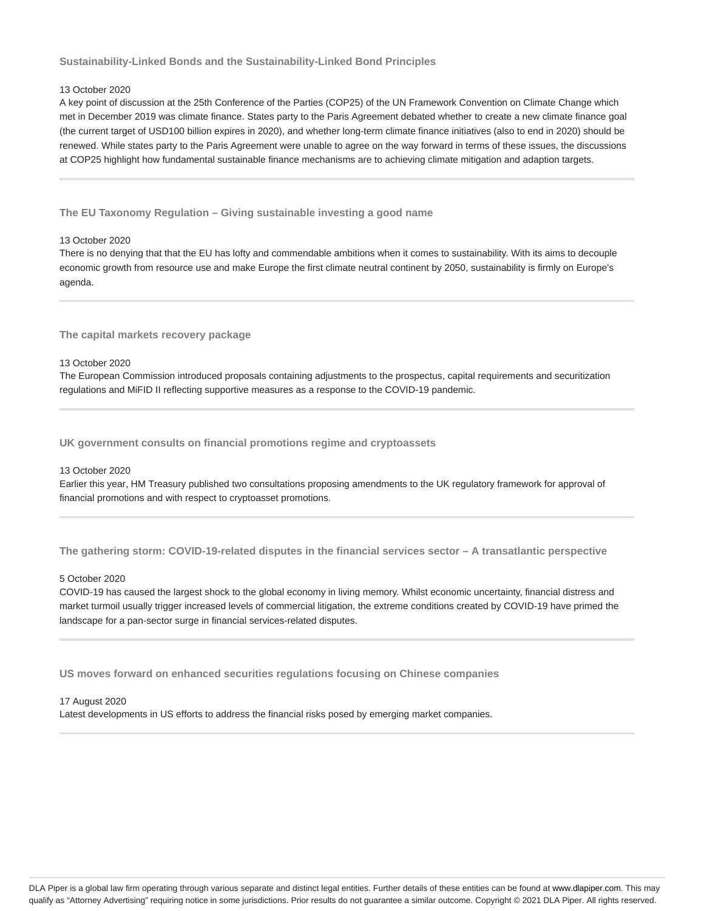### Sustainability-Linked Bonds and the Sustainability-Linked Bond Principles

13 October 2020

A key point of discussion at the 25th Conference of the Parties (COP25) of the UN Framework Convention on Climate Change which met in December 2019 was climate finance. States party to the Paris Agreement debated whether to create a new climate finance goal (the current target of USD100 billion expires in 2020), and whether long-term climate finance initiatives (also to end in 2020) should be renewed. While states party to the Paris Agreement were unable to agree on the way forward in terms of these issues, the discussions at COP25 highlight how fundamental sustainable finance mechanisms are to achieving climate mitigation and adaption targets.

---

### The EU Taxonomy Regulation – Giving sustainable investing a good name

13 October 2020

There is no denying that that the EU has lofty and commendable ambitions when it comes to sustainability. With its aims to decouple economic growth from resource use and make Europe the first climate neutral continent by 2050, sustainability is firmly on Europe's agenda.

---

### The capital markets recovery package

13 October 2020

The European Commission introduced proposals containing adjustments to the prospectus, capital requirements and securitization regulations and MiFID II reflecting supportive measures as a response to the COVID-19 pandemic.

---

### UK government consults on financial promotions regime and cryptoassets

13 October 2020

Earlier this year, HM Treasury published two consultations proposing amendments to the UK regulatory framework for approval of financial promotions and with respect to cryptoasset promotions.

---

### The gathering storm: COVID-19-related disputes in the financial services sector – A transatlantic perspective

5 October 2020

COVID-19 has caused the largest shock to the global economy in living memory. Whilst economic uncertainty, financial distress and market turmoil usually trigger increased levels of commercial litigation, the extreme conditions created by COVID-19 have primed the landscape for a pan-sector surge in financial services-related disputes.

---

### US moves forward on enhanced securities regulations focusing on Chinese companies

17 August 2020

Latest developments in US efforts to address the financial risks posed by emerging market companies.

---

DLA Piper is a global law firm operating through various separate and distinct legal entities. Further details of these entities can be found at www.dlapiper.com. This may qualify as "Attorney Advertising" requiring notice in some jurisdictions. Prior results do not guarantee a similar outcome. Copyright © 2021 DLA Piper. All rights reserved.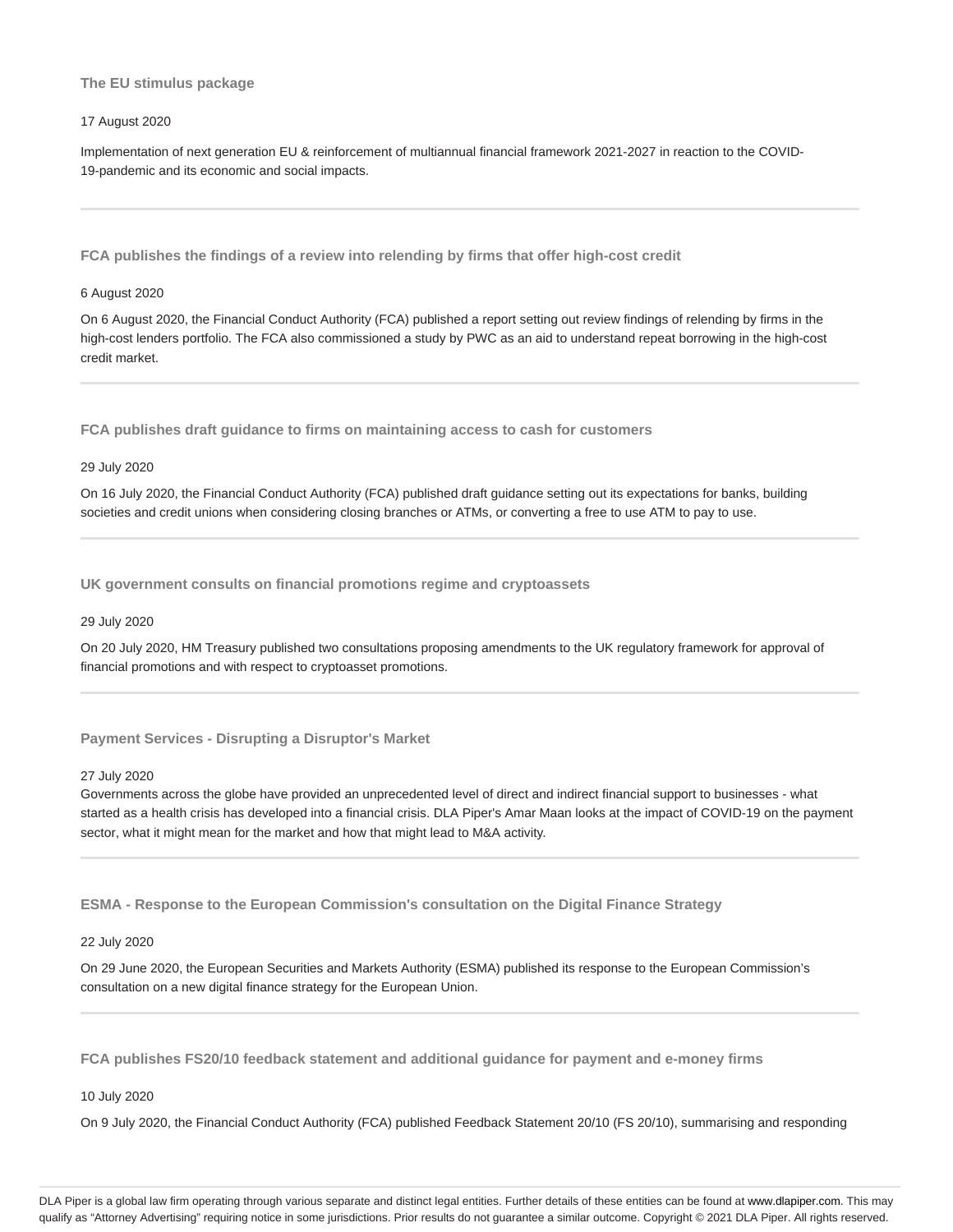### The EU stimulus package

17 August 2020

Implementation of next generation EU & reinforcement of multiannual financial framework 2021-2027 in reaction to the COVID-19-pandemic and its economic and social impacts.

---

### FCA publishes the findings of a review into relending by firms that offer high-cost credit

6 August 2020

On 6 August 2020, the Financial Conduct Authority (FCA) published a report setting out review findings of relending by firms in the high-cost lenders portfolio. The FCA also commissioned a study by PWC as an aid to understand repeat borrowing in the high-cost credit market.

---

### FCA publishes draft guidance to firms on maintaining access to cash for customers

29 July 2020

On 16 July 2020, the Financial Conduct Authority (FCA) published draft guidance setting out its expectations for banks, building societies and credit unions when considering closing branches or ATMs, or converting a free to use ATM to pay to use.

---

### UK government consults on financial promotions regime and cryptoassets

29 July 2020

On 20 July 2020, HM Treasury published two consultations proposing amendments to the UK regulatory framework for approval of financial promotions and with respect to cryptoasset promotions.

---

### Payment Services - Disrupting a Disruptor's Market

27 July 2020

Governments across the globe have provided an unprecedented level of direct and indirect financial support to businesses - what started as a health crisis has developed into a financial crisis. DLA Piper's Amar Maan looks at the impact of COVID-19 on the payment sector, what it might mean for the market and how that might lead to M&A activity.

---

### ESMA - Response to the European Commission's consultation on the Digital Finance Strategy

22 July 2020

On 29 June 2020, the European Securities and Markets Authority (ESMA) published its response to the European Commission's consultation on a new digital finance strategy for the European Union.

---

### FCA publishes FS20/10 feedback statement and additional guidance for payment and e-money firms

10 July 2020

On 9 July 2020, the Financial Conduct Authority (FCA) published Feedback Statement 20/10 (FS 20/10), summarising and responding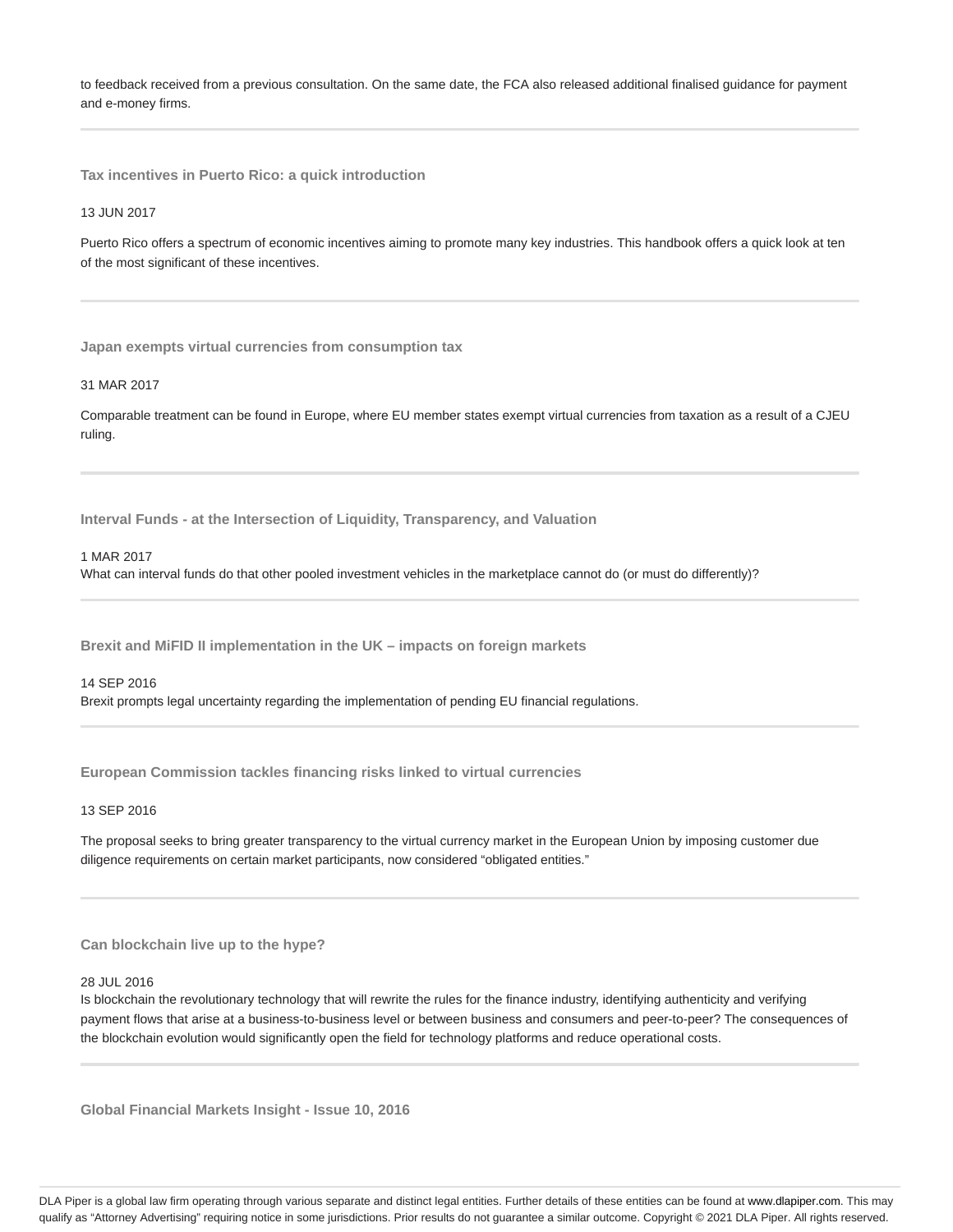to feedback received from a previous consultation. On the same date, the FCA also released additional finalised guidance for payment and e-money firms.

---

### Tax incentives in Puerto Rico: a quick introduction

13 JUN 2017

Puerto Rico offers a spectrum of economic incentives aiming to promote many key industries. This handbook offers a quick look at ten of the most significant of these incentives.

---

### Japan exempts virtual currencies from consumption tax

31 MAR 2017

Comparable treatment can be found in Europe, where EU member states exempt virtual currencies from taxation as a result of a CJEU ruling.

---

### Interval Funds - at the Intersection of Liquidity, Transparency, and Valuation

1 MAR 2017

What can interval funds do that other pooled investment vehicles in the marketplace cannot do (or must do differently)?

---

### Brexit and MiFID II implementation in the UK – impacts on foreign markets

14 SEP 2016

Brexit prompts legal uncertainty regarding the implementation of pending EU financial regulations.

---

### European Commission tackles financing risks linked to virtual currencies

13 SEP 2016

The proposal seeks to bring greater transparency to the virtual currency market in the European Union by imposing customer due diligence requirements on certain market participants, now considered "obligated entities."

---

### Can blockchain live up to the hype?

28 JUL 2016

Is blockchain the revolutionary technology that will rewrite the rules for the finance industry, identifying authenticity and verifying payment flows that arise at a business-to-business level or between business and consumers and peer-to-peer? The consequences of the blockchain evolution would significantly open the field for technology platforms and reduce operational costs.

---

### Global Financial Markets Insight - Issue 10, 2016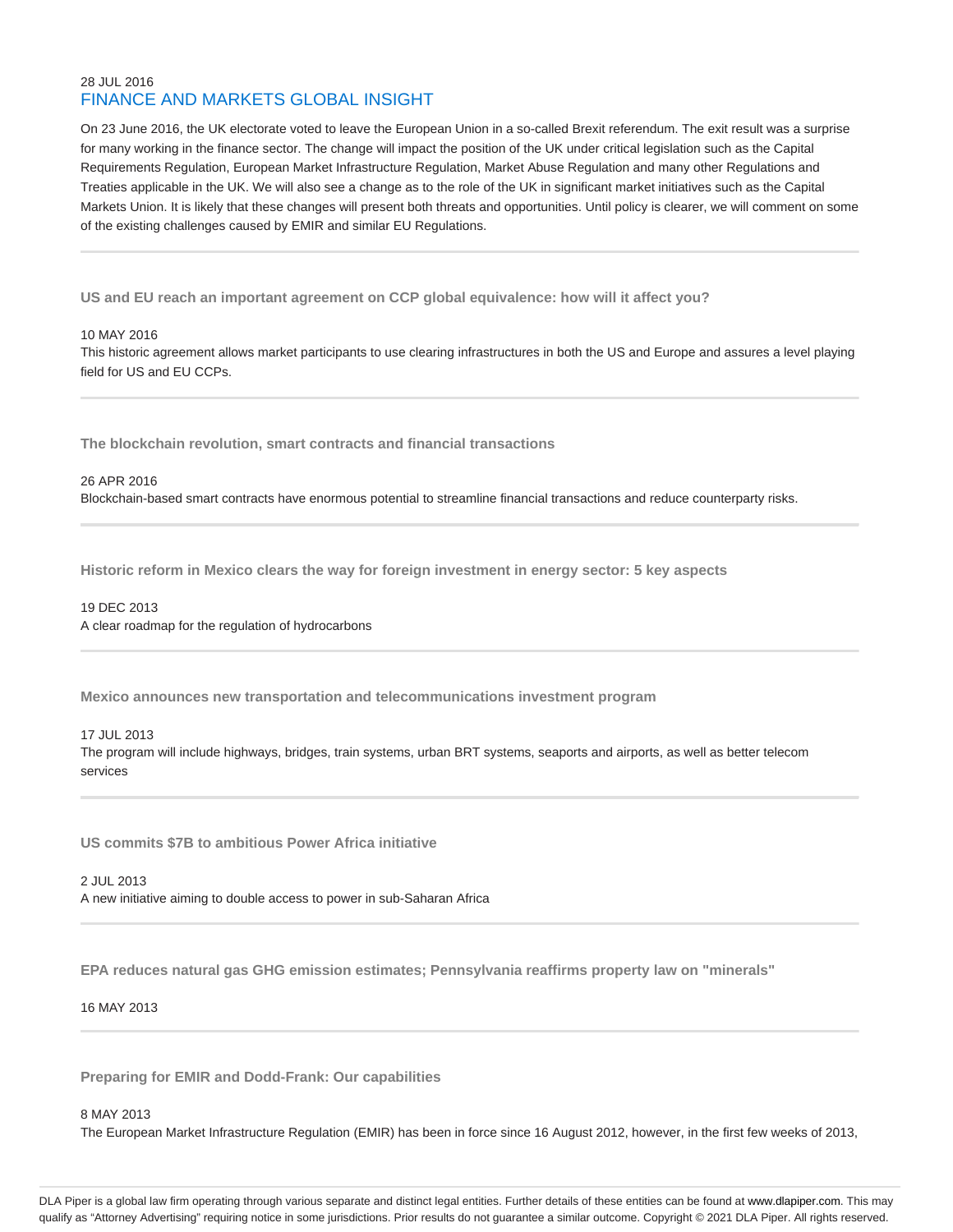28 JUL 2016

## FINANCE AND MARKETS GLOBAL INSIGHT

On 23 June 2016, the UK electorate voted to leave the European Union in a so-called Brexit referendum. The exit result was a surprise for many working in the finance sector. The change will impact the position of the UK under critical legislation such as the Capital Requirements Regulation, European Market Infrastructure Regulation, Market Abuse Regulation and many other Regulations and Treaties applicable in the UK. We will also see a change as to the role of the UK in significant market initiatives such as the Capital Markets Union. It is likely that these changes will present both threats and opportunities. Until policy is clearer, we will comment on some of the existing challenges caused by EMIR and similar EU Regulations.

---

### US and EU reach an important agreement on CCP global equivalence: how will it affect you?

10 MAY 2016

This historic agreement allows market participants to use clearing infrastructures in both the US and Europe and assures a level playing field for US and EU CCPs.

---

### The blockchain revolution, smart contracts and financial transactions

26 APR 2016

Blockchain-based smart contracts have enormous potential to streamline financial transactions and reduce counterparty risks.

---

### Historic reform in Mexico clears the way for foreign investment in energy sector: 5 key aspects

19 DEC 2013

A clear roadmap for the regulation of hydrocarbons

---

### Mexico announces new transportation and telecommunications investment program

17 JUL 2013

The program will include highways, bridges, train systems, urban BRT systems, seaports and airports, as well as better telecom services

---

### US commits $7B to ambitious Power Africa initiative

2 JUL 2013

A new initiative aiming to double access to power in sub-Saharan Africa

---

### EPA reduces natural gas GHG emission estimates; Pennsylvania reaffirms property law on "minerals"

16 MAY 2013

---

### Preparing for EMIR and Dodd-Frank: Our capabilities

8 MAY 2013

The European Market Infrastructure Regulation (EMIR) has been in force since 16 August 2012, however, in the first few weeks of 2013,

DLA Piper is a global law firm operating through various separate and distinct legal entities. Further details of these entities can be found at www.dlapiper.com. This may qualify as "Attorney Advertising" requiring notice in some jurisdictions. Prior results do not guarantee a similar outcome. Copyright © 2021 DLA Piper. All rights reserved.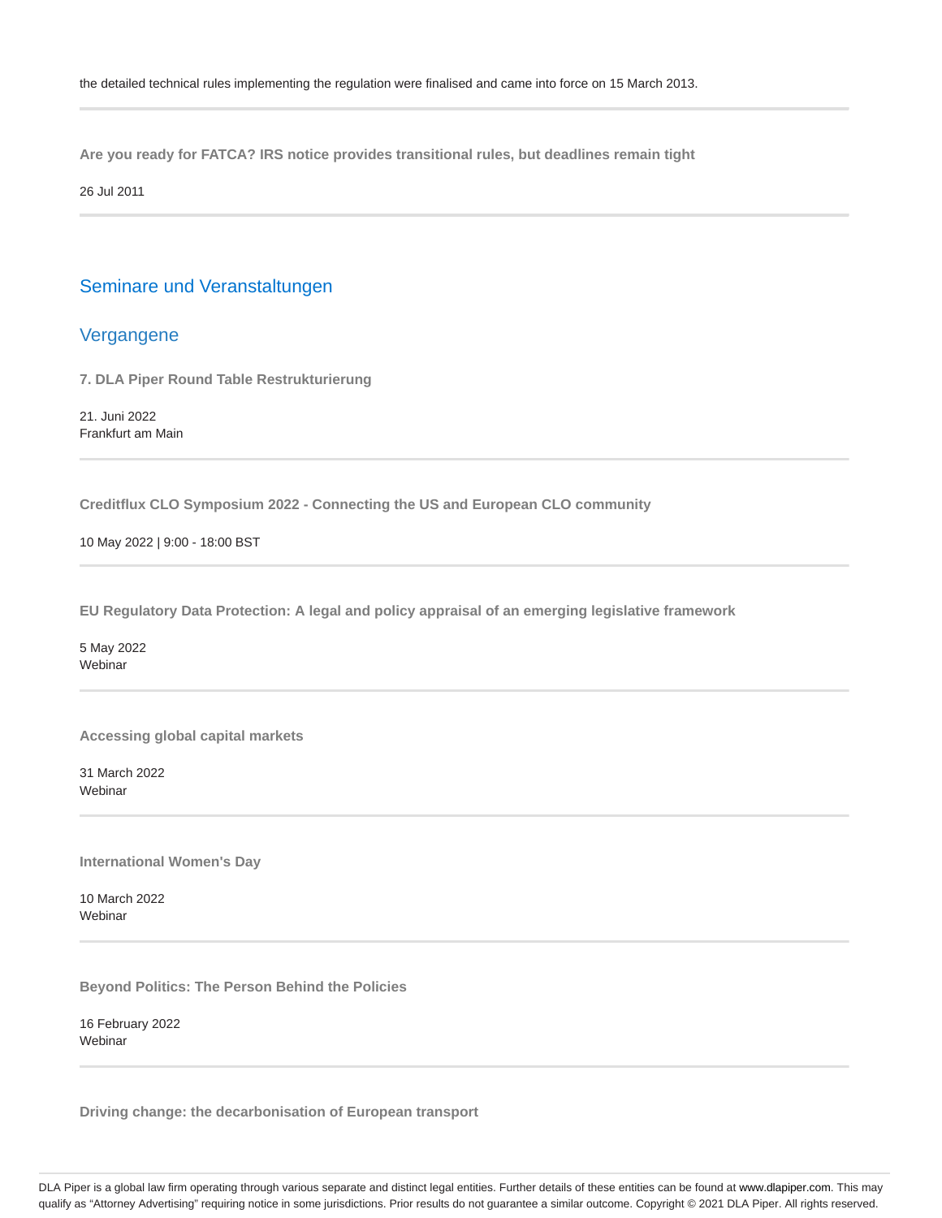the detailed technical rules implementing the regulation were finalised and came into force on 15 March 2013.

**Are you ready for FATCA? IRS notice provides transitional rules, but deadlines remain tight**

26 Jul 2011

## Seminare und Veranstaltungen

## Vergangene

**7. DLA Piper Round Table Restrukturierung**

21. Juni 2022
Frankfurt am Main

**Creditflux CLO Symposium 2022 - Connecting the US and European CLO community**

10 May 2022 | 9:00 - 18:00 BST

**EU Regulatory Data Protection: A legal and policy appraisal of an emerging legislative framework**

5 May 2022
Webinar

**Accessing global capital markets**

31 March 2022
Webinar

**International Women's Day**

10 March 2022
Webinar

**Beyond Politics: The Person Behind the Policies**

16 February 2022
Webinar

**Driving change: the decarbonisation of European transport**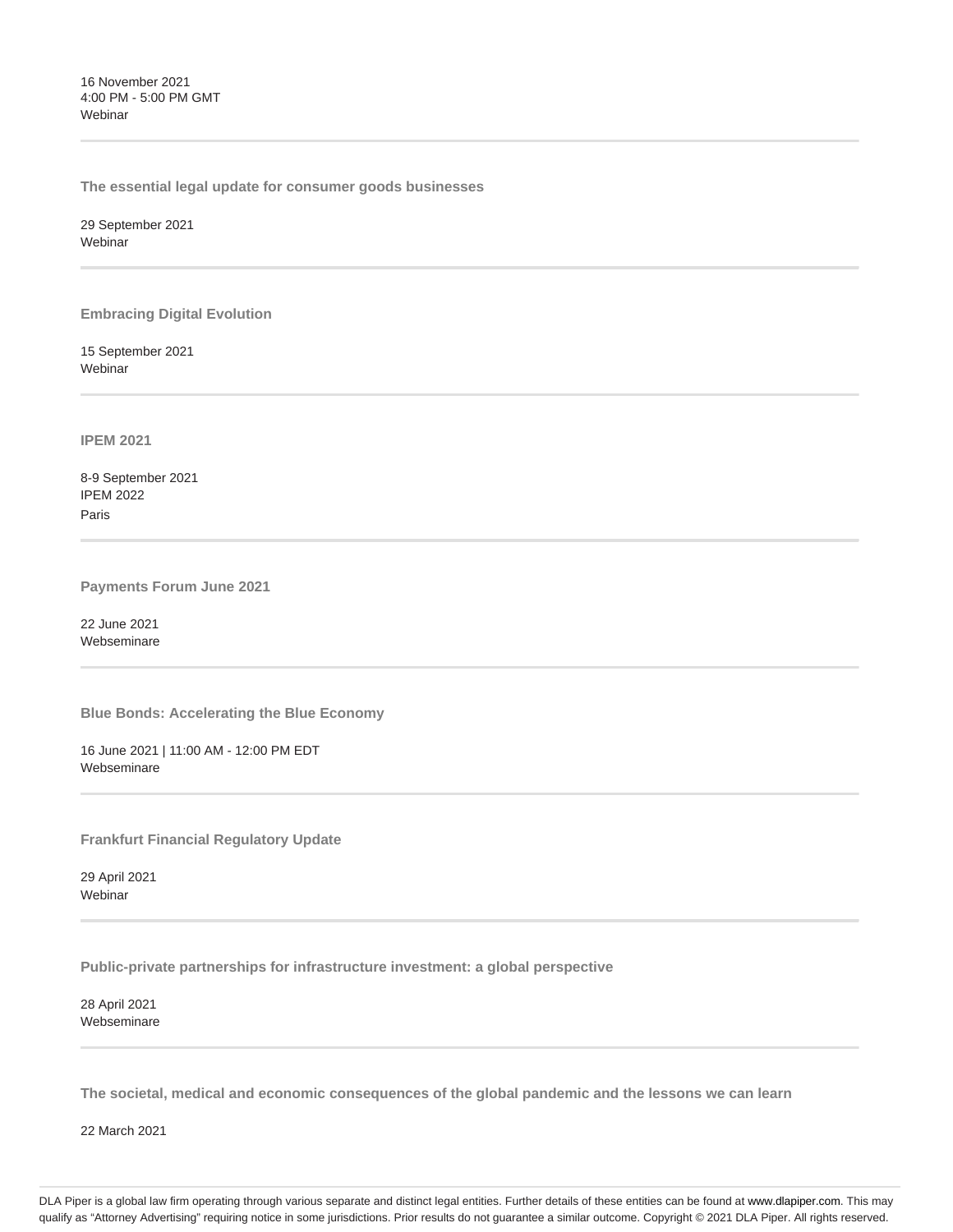16 November 2021
4:00 PM - 5:00 PM GMT
Webinar

---

**The essential legal update for consumer goods businesses**

29 September 2021
Webinar

---

**Embracing Digital Evolution**

15 September 2021
Webinar

---

**IPEM 2021**

8-9 September 2021
IPEM 2022
Paris

---

**Payments Forum June 2021**

22 June 2021
Webseminare

---

**Blue Bonds: Accelerating the Blue Economy**

16 June 2021 | 11:00 AM - 12:00 PM EDT
Webseminare

---

**Frankfurt Financial Regulatory Update**

29 April 2021
Webinar

---

**Public-private partnerships for infrastructure investment: a global perspective**

28 April 2021
Webseminare

---

**The societal, medical and economic consequences of the global pandemic and the lessons we can learn**

22 March 2021

DLA Piper is a global law firm operating through various separate and distinct legal entities. Further details of these entities can be found at www.dlapiper.com. This may qualify as "Attorney Advertising" requiring notice in some jurisdictions. Prior results do not guarantee a similar outcome. Copyright © 2021 DLA Piper. All rights reserved.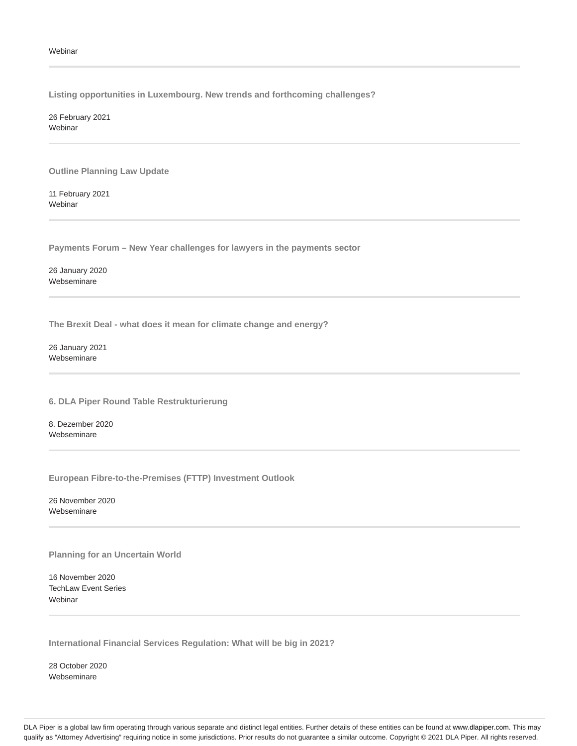Webinar

---

**Listing opportunities in Luxembourg. New trends and forthcoming challenges?**

26 February 2021
Webinar

---

**Outline Planning Law Update**

11 February 2021
Webinar

---

**Payments Forum – New Year challenges for lawyers in the payments sector**

26 January 2020
Webseminare

---

**The Brexit Deal - what does it mean for climate change and energy?**

26 January 2021
Webseminare

---

**6. DLA Piper Round Table Restrukturierung**

8. Dezember 2020
Webseminare

---

**European Fibre-to-the-Premises (FTTP) Investment Outlook**

26 November 2020
Webseminare

---

**Planning for an Uncertain World**

16 November 2020
TechLaw Event Series
Webinar

---

**International Financial Services Regulation: What will be big in 2021?**

28 October 2020
Webseminare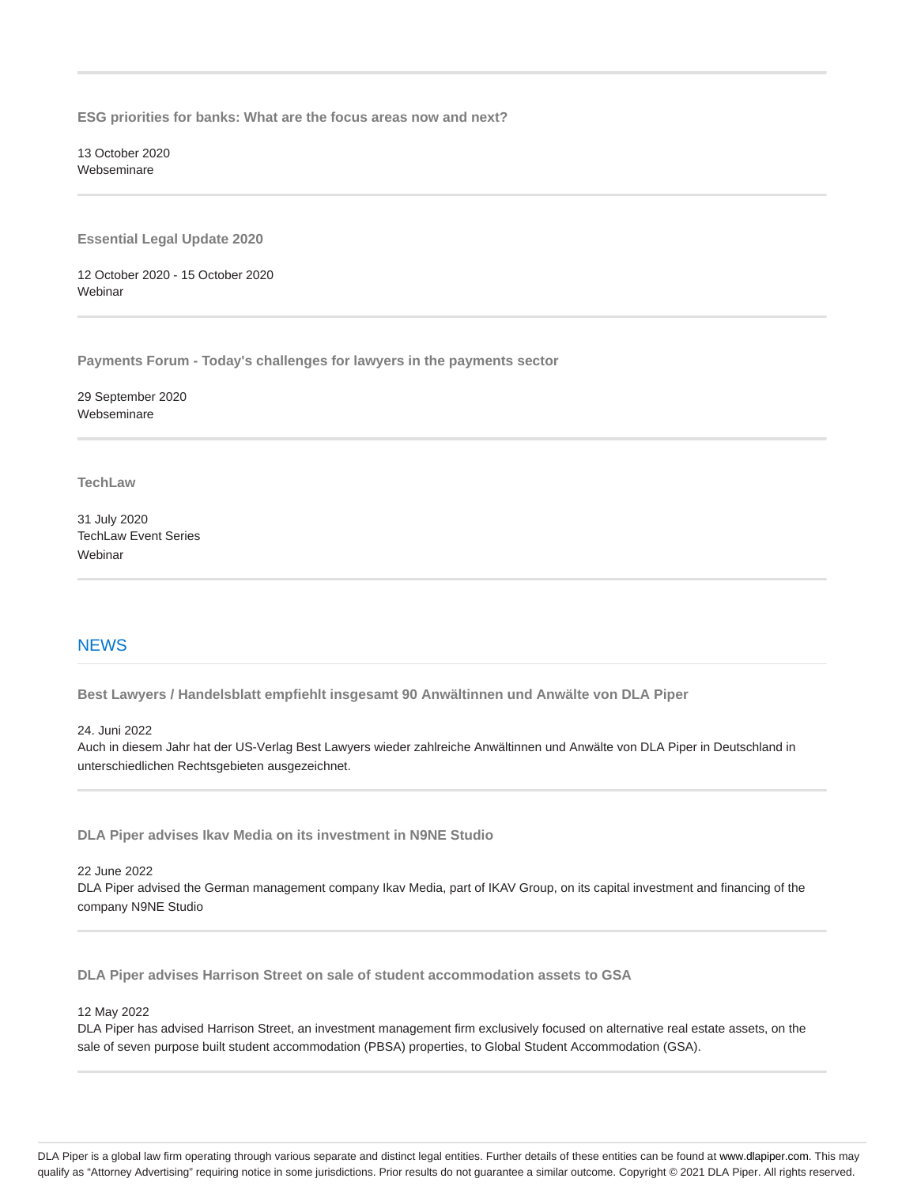**ESG priorities for banks: What are the focus areas now and next?**

13 October 2020
Webseminare

---

**Essential Legal Update 2020**

12 October 2020 - 15 October 2020
Webinar

---

**Payments Forum - Today's challenges for lawyers in the payments sector**

29 September 2020
Webseminare

---

**TechLaw**

31 July 2020
TechLaw Event Series
Webinar

---

## NEWS

**Best Lawyers / Handelsblatt empfiehlt insgesamt 90 Anwältinnen und Anwälte von DLA Piper**

24. Juni 2022
Auch in diesem Jahr hat der US-Verlag Best Lawyers wieder zahlreiche Anwältinnen und Anwälte von DLA Piper in Deutschland in unterschiedlichen Rechtsgebieten ausgezeichnet.

---

**DLA Piper advises Ikav Media on its investment in N9NE Studio**

22 June 2022
DLA Piper advised the German management company Ikav Media, part of IKAV Group, on its capital investment and financing of the company N9NE Studio

---

**DLA Piper advises Harrison Street on sale of student accommodation assets to GSA**

12 May 2022
DLA Piper has advised Harrison Street, an investment management firm exclusively focused on alternative real estate assets, on the sale of seven purpose built student accommodation (PBSA) properties, to Global Student Accommodation (GSA).

---

DLA Piper is a global law firm operating through various separate and distinct legal entities. Further details of these entities can be found at www.dlapiper.com. This may qualify as "Attorney Advertising" requiring notice in some jurisdictions. Prior results do not guarantee a similar outcome. Copyright © 2021 DLA Piper. All rights reserved.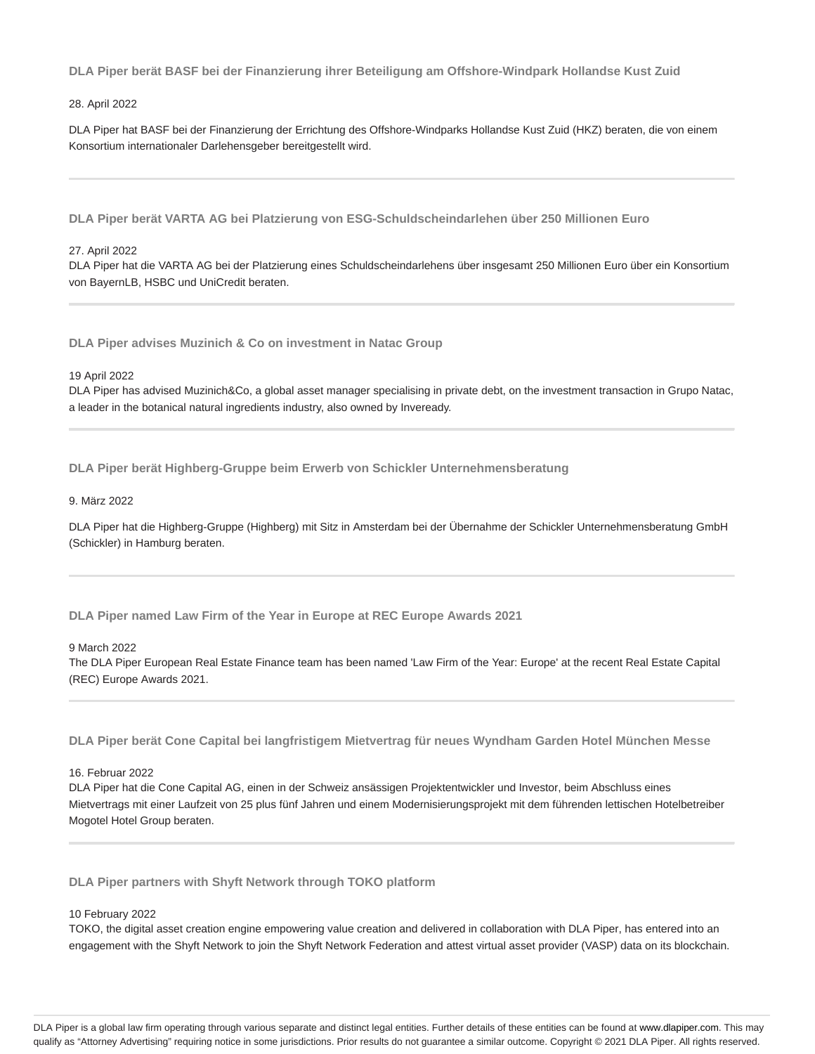### DLA Piper berät BASF bei der Finanzierung ihrer Beteiligung am Offshore-Windpark Hollandse Kust Zuid

28. April 2022

DLA Piper hat BASF bei der Finanzierung der Errichtung des Offshore-Windparks Hollandse Kust Zuid (HKZ) beraten, die von einem Konsortium internationaler Darlehensgeber bereitgestellt wird.

---

### DLA Piper berät VARTA AG bei Platzierung von ESG-Schuldscheindarlehen über 250 Millionen Euro

27. April 2022

DLA Piper hat die VARTA AG bei der Platzierung eines Schuldscheindarlehens über insgesamt 250 Millionen Euro über ein Konsortium von BayernLB, HSBC und UniCredit beraten.

---

### DLA Piper advises Muzinich & Co on investment in Natac Group

19 April 2022

DLA Piper has advised Muzinich&Co, a global asset manager specialising in private debt, on the investment transaction in Grupo Natac, a leader in the botanical natural ingredients industry, also owned by Inveready.

---

### DLA Piper berät Highberg-Gruppe beim Erwerb von Schickler Unternehmensberatung

9. März 2022

DLA Piper hat die Highberg-Gruppe (Highberg) mit Sitz in Amsterdam bei der Übernahme der Schickler Unternehmensberatung GmbH (Schickler) in Hamburg beraten.

---

### DLA Piper named Law Firm of the Year in Europe at REC Europe Awards 2021

9 March 2022

The DLA Piper European Real Estate Finance team has been named 'Law Firm of the Year: Europe' at the recent Real Estate Capital (REC) Europe Awards 2021.

---

### DLA Piper berät Cone Capital bei langfristigem Mietvertrag für neues Wyndham Garden Hotel München Messe

16. Februar 2022

DLA Piper hat die Cone Capital AG, einen in der Schweiz ansässigen Projektentwickler und Investor, beim Abschluss eines Mietvertrags mit einer Laufzeit von 25 plus fünf Jahren und einem Modernisierungsprojekt mit dem führenden lettischen Hotelbetreiber Mogotel Hotel Group beraten.

---

### DLA Piper partners with Shyft Network through TOKO platform

10 February 2022

TOKO, the digital asset creation engine empowering value creation and delivered in collaboration with DLA Piper, has entered into an engagement with the Shyft Network to join the Shyft Network Federation and attest virtual asset provider (VASP) data on its blockchain.

---

DLA Piper is a global law firm operating through various separate and distinct legal entities. Further details of these entities can be found at www.dlapiper.com. This may qualify as "Attorney Advertising" requiring notice in some jurisdictions. Prior results do not guarantee a similar outcome. Copyright © 2021 DLA Piper. All rights reserved.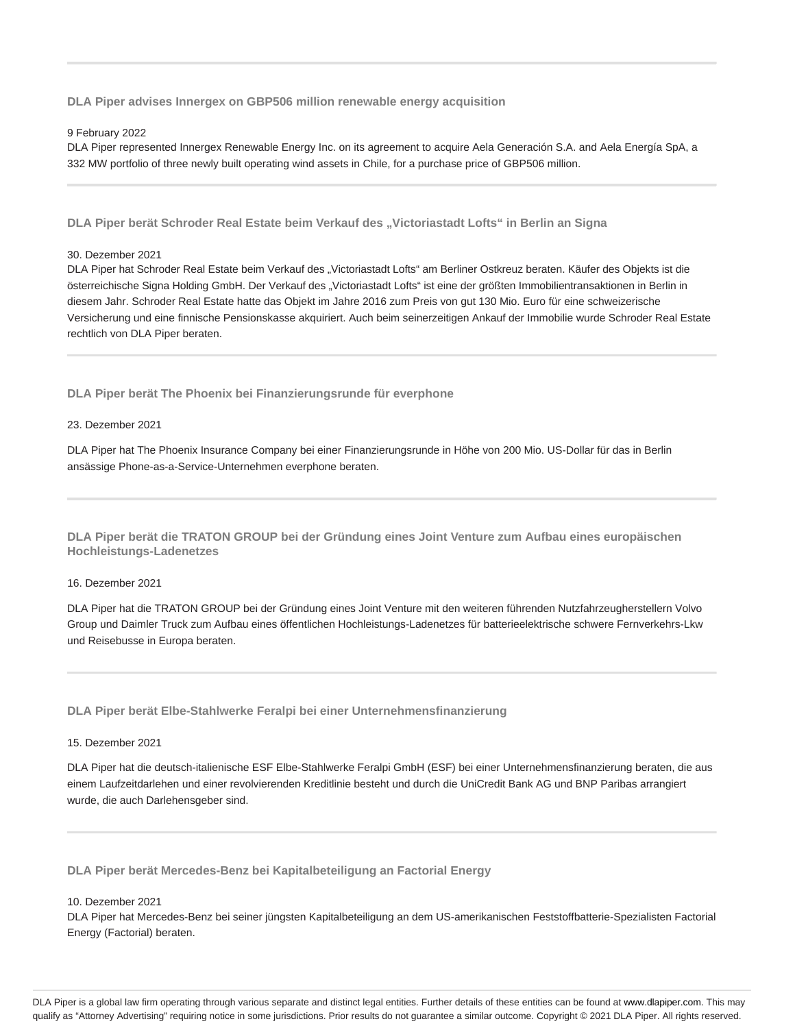### DLA Piper advises Innergex on GBP506 million renewable energy acquisition

9 February 2022
DLA Piper represented Innergex Renewable Energy Inc. on its agreement to acquire Aela Generación S.A. and Aela Energía SpA, a 332 MW portfolio of three newly built operating wind assets in Chile, for a purchase price of GBP506 million.

### DLA Piper berät Schroder Real Estate beim Verkauf des „Victoriastadt Lofts“ in Berlin an Signa

30. Dezember 2021
DLA Piper hat Schroder Real Estate beim Verkauf des „Victoriastadt Lofts“ am Berliner Ostkreuz beraten. Käufer des Objekts ist die österreichische Signa Holding GmbH. Der Verkauf des „Victoriastadt Lofts“ ist eine der größten Immobilientransaktionen in Berlin in diesem Jahr. Schroder Real Estate hatte das Objekt im Jahre 2016 zum Preis von gut 130 Mio. Euro für eine schweizerische Versicherung und eine finnische Pensionskasse akquiriert. Auch beim seinerzeitigen Ankauf der Immobilie wurde Schroder Real Estate rechtlich von DLA Piper beraten.

### DLA Piper berät The Phoenix bei Finanzierungsrunde für everphone

23. Dezember 2021

DLA Piper hat The Phoenix Insurance Company bei einer Finanzierungsrunde in Höhe von 200 Mio. US-Dollar für das in Berlin ansässige Phone-as-a-Service-Unternehmen everphone beraten.

### DLA Piper berät die TRATON GROUP bei der Gründung eines Joint Venture zum Aufbau eines europäischen Hochleistungs-Ladenetzes

16. Dezember 2021

DLA Piper hat die TRATON GROUP bei der Gründung eines Joint Venture mit den weiteren führenden Nutzfahrzeugherstellern Volvo Group und Daimler Truck zum Aufbau eines öffentlichen Hochleistungs-Ladenetzes für batterieelektrische schwere Fernverkehrs-Lkw und Reisebusse in Europa beraten.

### DLA Piper berät Elbe-Stahlwerke Feralpi bei einer Unternehmensfinanzierung

15. Dezember 2021

DLA Piper hat die deutsch-italienische ESF Elbe-Stahlwerke Feralpi GmbH (ESF) bei einer Unternehmensfinanzierung beraten, die aus einem Laufzeitdarlehen und einer revolvierenden Kreditlinie besteht und durch die UniCredit Bank AG und BNP Paribas arrangiert wurde, die auch Darlehensgeber sind.

### DLA Piper berät Mercedes-Benz bei Kapitalbeteiligung an Factorial Energy

10. Dezember 2021
DLA Piper hat Mercedes-Benz bei seiner jüngsten Kapitalbeteiligung an dem US-amerikanischen Feststoffbatterie-Spezialisten Factorial Energy (Factorial) beraten.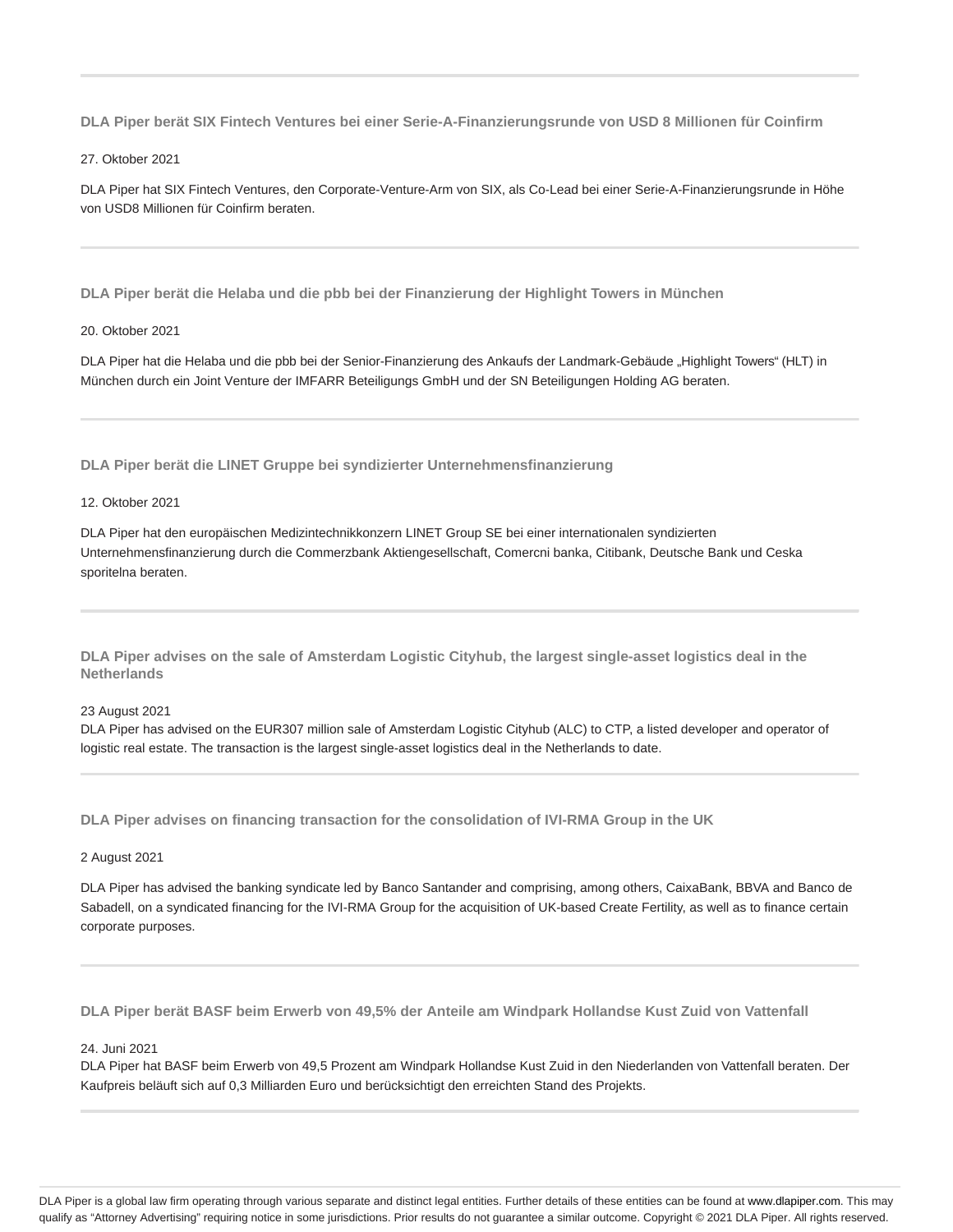### DLA Piper berät SIX Fintech Ventures bei einer Serie-A-Finanzierungsrunde von USD 8 Millionen für Coinfirm

27. Oktober 2021

DLA Piper hat SIX Fintech Ventures, den Corporate-Venture-Arm von SIX, als Co-Lead bei einer Serie-A-Finanzierungsrunde in Höhe von USD8 Millionen für Coinfirm beraten.

---

### DLA Piper berät die Helaba und die pbb bei der Finanzierung der Highlight Towers in München

20. Oktober 2021

DLA Piper hat die Helaba und die pbb bei der Senior-Finanzierung des Ankaufs der Landmark-Gebäude „Highlight Towers" (HLT) in München durch ein Joint Venture der IMFARR Beteiligungs GmbH und der SN Beteiligungen Holding AG beraten.

---

### DLA Piper berät die LINET Gruppe bei syndizierter Unternehmensfinanzierung

12. Oktober 2021

DLA Piper hat den europäischen Medizintechnikkonzern LINET Group SE bei einer internationalen syndizierten Unternehmensfinanzierung durch die Commerzbank Aktiengesellschaft, Comercni banka, Citibank, Deutsche Bank und Ceska sporitelna beraten.

---

### DLA Piper advises on the sale of Amsterdam Logistic Cityhub, the largest single-asset logistics deal in the Netherlands

23 August 2021

DLA Piper has advised on the EUR307 million sale of Amsterdam Logistic Cityhub (ALC) to CTP, a listed developer and operator of logistic real estate. The transaction is the largest single-asset logistics deal in the Netherlands to date.

---

### DLA Piper advises on financing transaction for the consolidation of IVI-RMA Group in the UK

2 August 2021

DLA Piper has advised the banking syndicate led by Banco Santander and comprising, among others, CaixaBank, BBVA and Banco de Sabadell, on a syndicated financing for the IVI-RMA Group for the acquisition of UK-based Create Fertility, as well as to finance certain corporate purposes.

---

### DLA Piper berät BASF beim Erwerb von 49,5% der Anteile am Windpark Hollandse Kust Zuid von Vattenfall

24. Juni 2021

DLA Piper hat BASF beim Erwerb von 49,5 Prozent am Windpark Hollandse Kust Zuid in den Niederlanden von Vattenfall beraten. Der Kaufpreis beläuft sich auf 0,3 Milliarden Euro und berücksichtigt den erreichten Stand des Projekts.

---

DLA Piper is a global law firm operating through various separate and distinct legal entities. Further details of these entities can be found at www.dlapiper.com. This may qualify as "Attorney Advertising" requiring notice in some jurisdictions. Prior results do not guarantee a similar outcome. Copyright © 2021 DLA Piper. All rights reserved.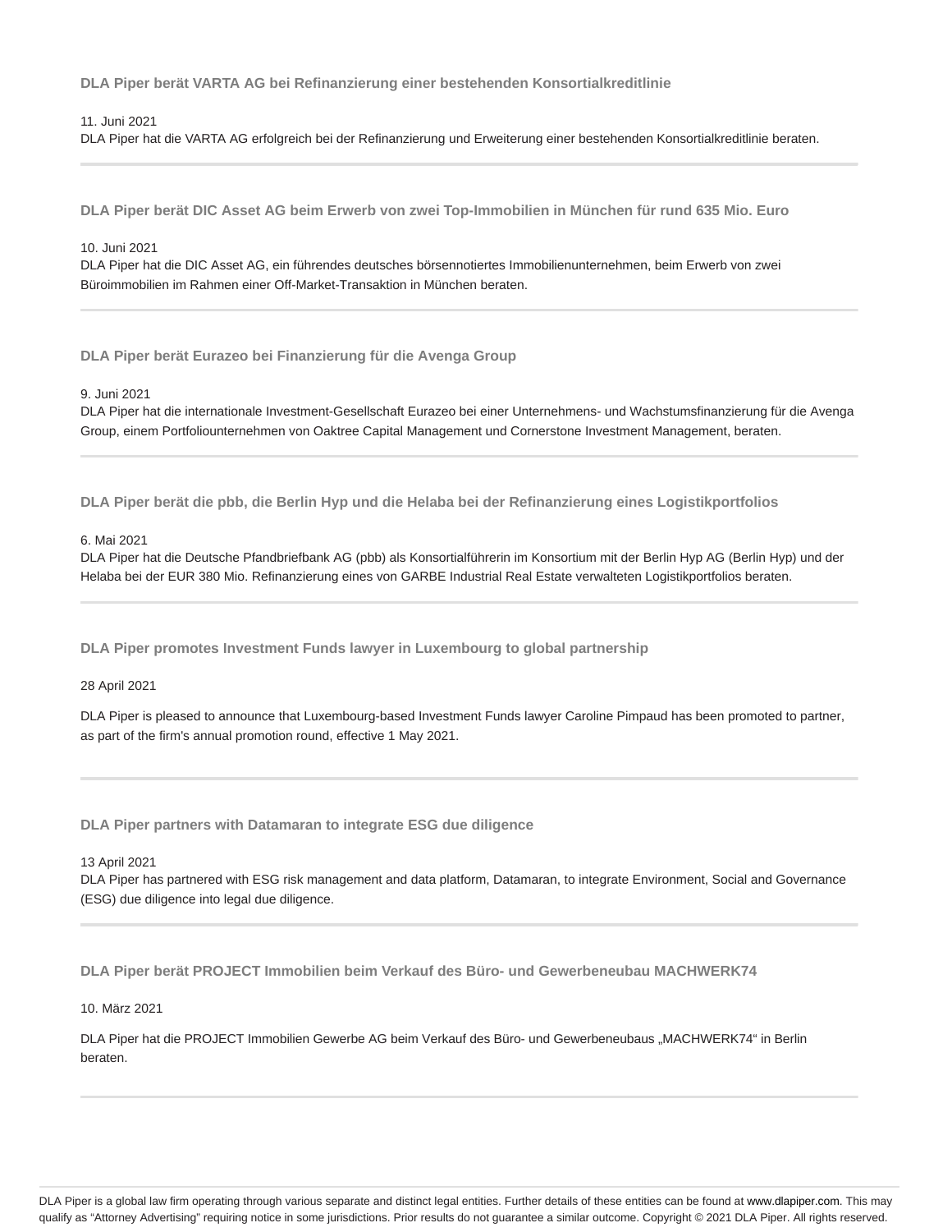### DLA Piper berät VARTA AG bei Refinanzierung einer bestehenden Konsortialkreditlinie

11. Juni 2021

DLA Piper hat die VARTA AG erfolgreich bei der Refinanzierung und Erweiterung einer bestehenden Konsortialkreditlinie beraten.

---

### DLA Piper berät DIC Asset AG beim Erwerb von zwei Top-Immobilien in München für rund 635 Mio. Euro

10. Juni 2021

DLA Piper hat die DIC Asset AG, ein führendes deutsches börsennotiertes Immobilienunternehmen, beim Erwerb von zwei Büroimmobilien im Rahmen einer Off-Market-Transaktion in München beraten.

---

### DLA Piper berät Eurazeo bei Finanzierung für die Avenga Group

9. Juni 2021

DLA Piper hat die internationale Investment-Gesellschaft Eurazeo bei einer Unternehmens- und Wachstumsfinanzierung für die Avenga Group, einem Portfoliounternehmen von Oaktree Capital Management und Cornerstone Investment Management, beraten.

---

### DLA Piper berät die pbb, die Berlin Hyp und die Helaba bei der Refinanzierung eines Logistikportfolios

6. Mai 2021

DLA Piper hat die Deutsche Pfandbriefbank AG (pbb) als Konsortialführerin im Konsortium mit der Berlin Hyp AG (Berlin Hyp) und der Helaba bei der EUR 380 Mio. Refinanzierung eines von GARBE Industrial Real Estate verwalteten Logistikportfolios beraten.

---

### DLA Piper promotes Investment Funds lawyer in Luxembourg to global partnership

28 April 2021

DLA Piper is pleased to announce that Luxembourg-based Investment Funds lawyer Caroline Pimpaud has been promoted to partner, as part of the firm's annual promotion round, effective 1 May 2021.

---

### DLA Piper partners with Datamaran to integrate ESG due diligence

13 April 2021

DLA Piper has partnered with ESG risk management and data platform, Datamaran, to integrate Environment, Social and Governance (ESG) due diligence into legal due diligence.

---

### DLA Piper berät PROJECT Immobilien beim Verkauf des Büro- und Gewerbeneubau MACHWERK74

10. März 2021

DLA Piper hat die PROJECT Immobilien Gewerbe AG beim Verkauf des Büro- und Gewerbeneubaus „MACHWERK74“ in Berlin beraten.

---

DLA Piper is a global law firm operating through various separate and distinct legal entities. Further details of these entities can be found at www.dlapiper.com. This may qualify as “Attorney Advertising” requiring notice in some jurisdictions. Prior results do not guarantee a similar outcome. Copyright © 2021 DLA Piper. All rights reserved.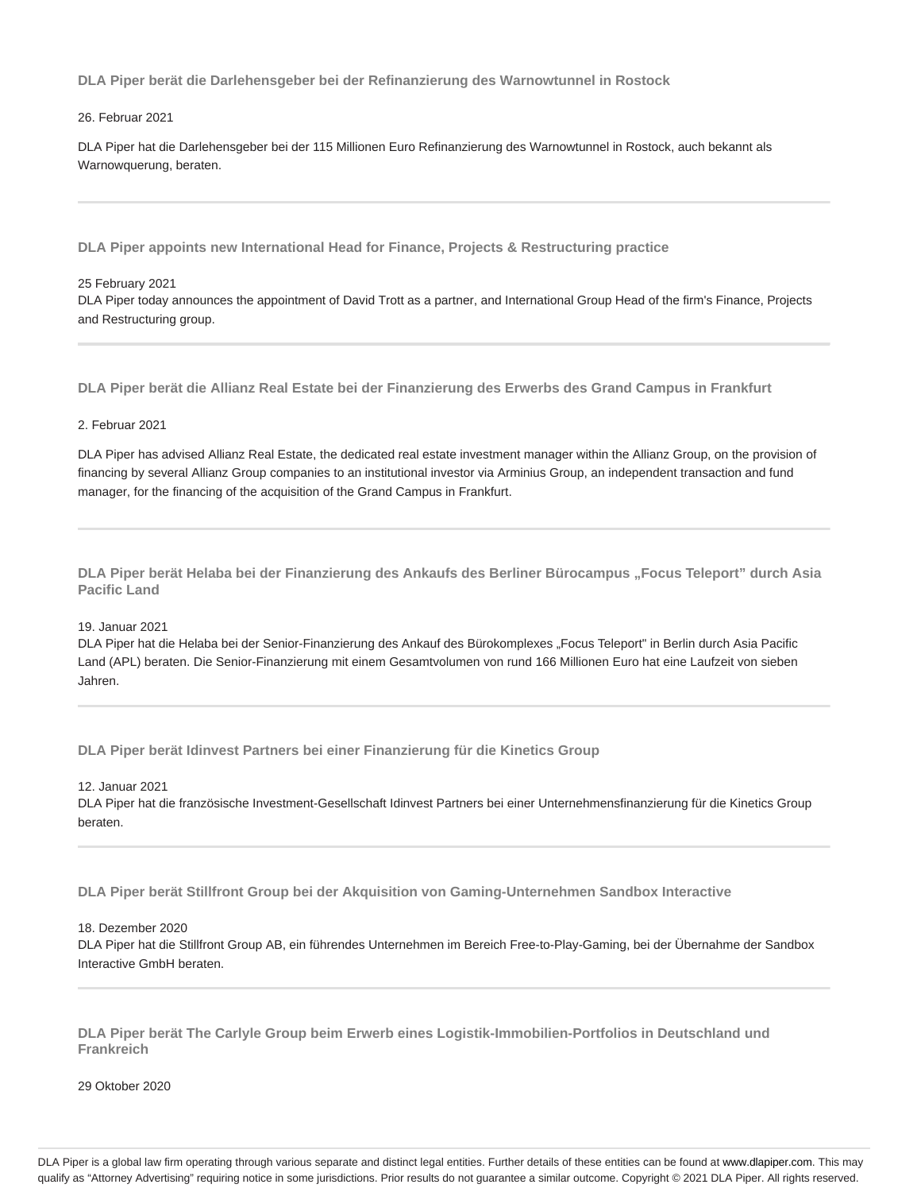### DLA Piper berät die Darlehensgeber bei der Refinanzierung des Warnowtunnel in Rostock

26. Februar 2021

DLA Piper hat die Darlehensgeber bei der 115 Millionen Euro Refinanzierung des Warnowtunnel in Rostock, auch bekannt als Warnowquerung, beraten.

---

### DLA Piper appoints new International Head for Finance, Projects & Restructuring practice

25 February 2021

DLA Piper today announces the appointment of David Trott as a partner, and International Group Head of the firm's Finance, Projects and Restructuring group.

---

### DLA Piper berät die Allianz Real Estate bei der Finanzierung des Erwerbs des Grand Campus in Frankfurt

2. Februar 2021

DLA Piper has advised Allianz Real Estate, the dedicated real estate investment manager within the Allianz Group, on the provision of financing by several Allianz Group companies to an institutional investor via Arminius Group, an independent transaction and fund manager, for the financing of the acquisition of the Grand Campus in Frankfurt.

---

### DLA Piper berät Helaba bei der Finanzierung des Ankaufs des Berliner Bürocampus „Focus Teleport" durch Asia Pacific Land

19. Januar 2021

DLA Piper hat die Helaba bei der Senior-Finanzierung des Ankauf des Bürokomplexes „Focus Teleport" in Berlin durch Asia Pacific Land (APL) beraten. Die Senior-Finanzierung mit einem Gesamtvolumen von rund 166 Millionen Euro hat eine Laufzeit von sieben Jahren.

---

### DLA Piper berät Idinvest Partners bei einer Finanzierung für die Kinetics Group

12. Januar 2021

DLA Piper hat die französische Investment-Gesellschaft Idinvest Partners bei einer Unternehmensfinanzierung für die Kinetics Group beraten.

---

### DLA Piper berät Stillfront Group bei der Akquisition von Gaming-Unternehmen Sandbox Interactive

18. Dezember 2020

DLA Piper hat die Stillfront Group AB, ein führendes Unternehmen im Bereich Free-to-Play-Gaming, bei der Übernahme der Sandbox Interactive GmbH beraten.

---

### DLA Piper berät The Carlyle Group beim Erwerb eines Logistik-Immobilien-Portfolios in Deutschland und Frankreich

29 Oktober 2020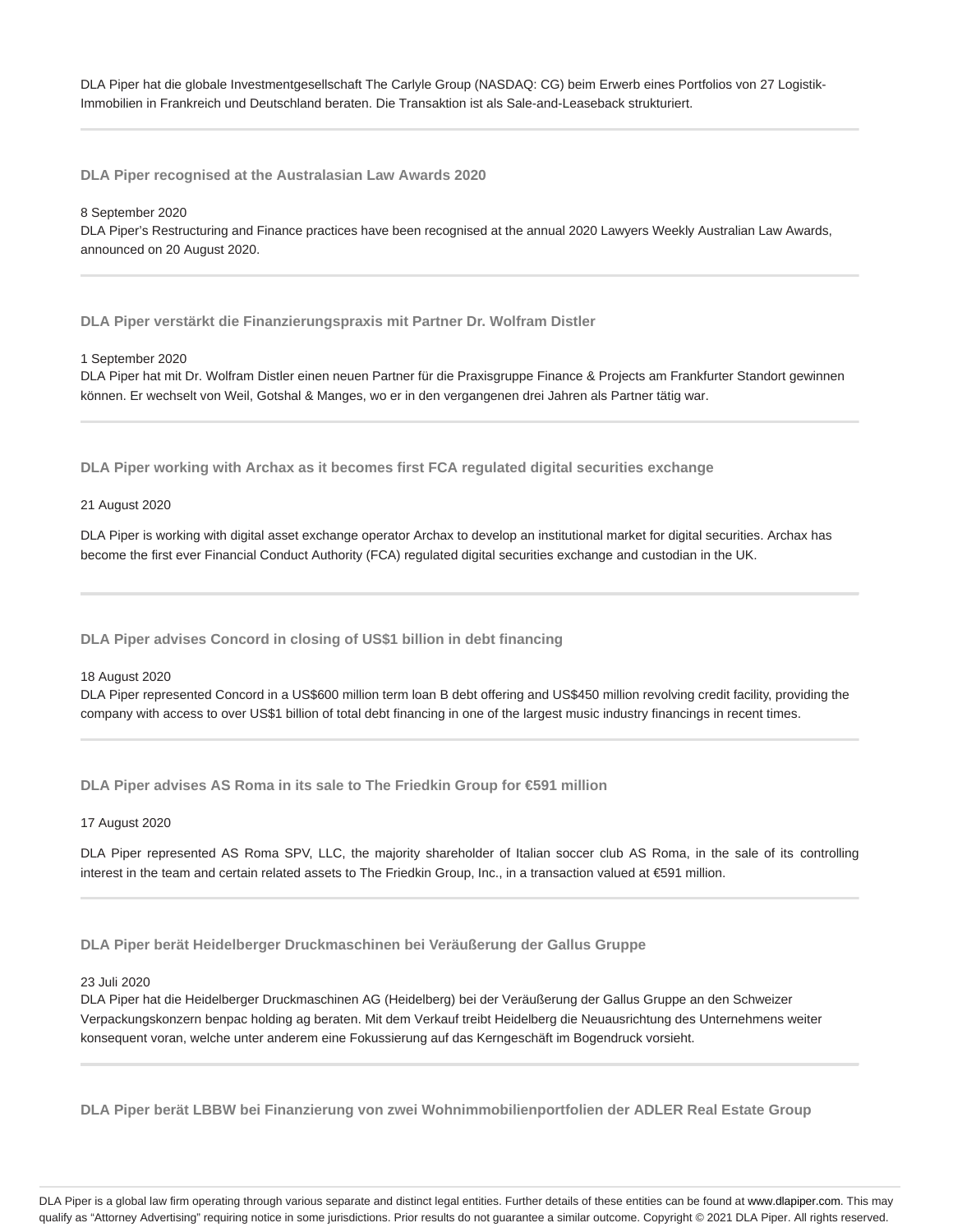DLA Piper hat die globale Investmentgesellschaft The Carlyle Group (NASDAQ: CG) beim Erwerb eines Portfolios von 27 Logistik-Immobilien in Frankreich und Deutschland beraten. Die Transaktion ist als Sale-and-Leaseback strukturiert.

---

### DLA Piper recognised at the Australasian Law Awards 2020

8 September 2020

DLA Piper's Restructuring and Finance practices have been recognised at the annual 2020 Lawyers Weekly Australian Law Awards, announced on 20 August 2020.

---

### DLA Piper verstärkt die Finanzierungspraxis mit Partner Dr. Wolfram Distler

1 September 2020

DLA Piper hat mit Dr. Wolfram Distler einen neuen Partner für die Praxisgruppe Finance & Projects am Frankfurter Standort gewinnen können. Er wechselt von Weil, Gotshal & Manges, wo er in den vergangenen drei Jahren als Partner tätig war.

---

### DLA Piper working with Archax as it becomes first FCA regulated digital securities exchange

21 August 2020

DLA Piper is working with digital asset exchange operator Archax to develop an institutional market for digital securities. Archax has become the first ever Financial Conduct Authority (FCA) regulated digital securities exchange and custodian in the UK.

---

### DLA Piper advises Concord in closing of US$1 billion in debt financing

18 August 2020

DLA Piper represented Concord in a US$600 million term loan B debt offering and US$450 million revolving credit facility, providing the company with access to over US$1 billion of total debt financing in one of the largest music industry financings in recent times.

---

### DLA Piper advises AS Roma in its sale to The Friedkin Group for €591 million

17 August 2020

DLA Piper represented AS Roma SPV, LLC, the majority shareholder of Italian soccer club AS Roma, in the sale of its controlling interest in the team and certain related assets to The Friedkin Group, Inc., in a transaction valued at €591 million.

---

### DLA Piper berät Heidelberger Druckmaschinen bei Veräußerung der Gallus Gruppe

23 Juli 2020

DLA Piper hat die Heidelberger Druckmaschinen AG (Heidelberg) bei der Veräußerung der Gallus Gruppe an den Schweizer Verpackungskonzern benpac holding ag beraten. Mit dem Verkauf treibt Heidelberg die Neuausrichtung des Unternehmens weiter konsequent voran, welche unter anderem eine Fokussierung auf das Kerngeschäft im Bogendruck vorsieht.

---

### DLA Piper berät LBBW bei Finanzierung von zwei Wohnimmobilienportfolien der ADLER Real Estate Group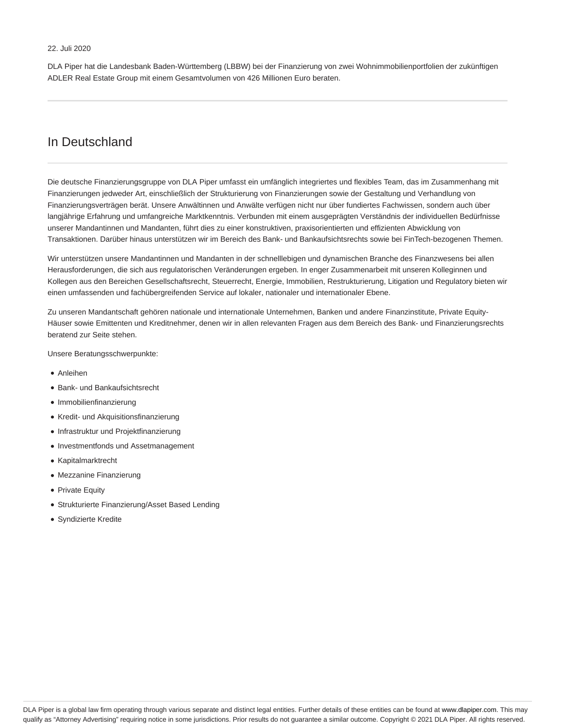22. Juli 2020

DLA Piper hat die Landesbank Baden-Württemberg (LBBW) bei der Finanzierung von zwei Wohnimmobilienportfolien der zukünftigen ADLER Real Estate Group mit einem Gesamtvolumen von 426 Millionen Euro beraten.

## In Deutschland

Die deutsche Finanzierungsgruppe von DLA Piper umfasst ein umfänglich integriertes und flexibles Team, das im Zusammenhang mit Finanzierungen jedweder Art, einschließlich der Strukturierung von Finanzierungen sowie der Gestaltung und Verhandlung von Finanzierungsverträgen berät. Unsere Anwältinnen und Anwälte verfügen nicht nur über fundiertes Fachwissen, sondern auch über langjährige Erfahrung und umfangreiche Marktkenntnis. Verbunden mit einem ausgeprägten Verständnis der individuellen Bedürfnisse unserer Mandantinnen und Mandanten, führt dies zu einer konstruktiven, praxisorientierten und effizienten Abwicklung von Transaktionen. Darüber hinaus unterstützen wir im Bereich des Bank- und Bankaufsichtsrechts sowie bei FinTech-bezogenen Themen.

Wir unterstützen unsere Mandantinnen und Mandanten in der schnelllebigen und dynamischen Branche des Finanzwesens bei allen Herausforderungen, die sich aus regulatorischen Veränderungen ergeben. In enger Zusammenarbeit mit unseren Kolleginnen und Kollegen aus den Bereichen Gesellschaftsrecht, Steuerrecht, Energie, Immobilien, Restrukturierung, Litigation und Regulatory bieten wir einen umfassenden und fachübergreifenden Service auf lokaler, nationaler und internationaler Ebene.

Zu unseren Mandantschaft gehören nationale und internationale Unternehmen, Banken und andere Finanzinstitute, Private Equity-Häuser sowie Emittenten und Kreditnehmer, denen wir in allen relevanten Fragen aus dem Bereich des Bank- und Finanzierungsrechts beratend zur Seite stehen.

Unsere Beratungsschwerpunkte:

- Anleihen
- Bank- und Bankaufsichtsrecht
- Immobilienfinanzierung
- Kredit- und Akquisitionsfinanzierung
- Infrastruktur und Projektfinanzierung
- Investmentfonds und Assetmanagement
- Kapitalmarktrecht
- Mezzanine Finanzierung
- Private Equity
- Strukturierte Finanzierung/Asset Based Lending
- Syndizierte Kredite

DLA Piper is a global law firm operating through various separate and distinct legal entities. Further details of these entities can be found at www.dlapiper.com. This may qualify as "Attorney Advertising" requiring notice in some jurisdictions. Prior results do not guarantee a similar outcome. Copyright © 2021 DLA Piper. All rights reserved.